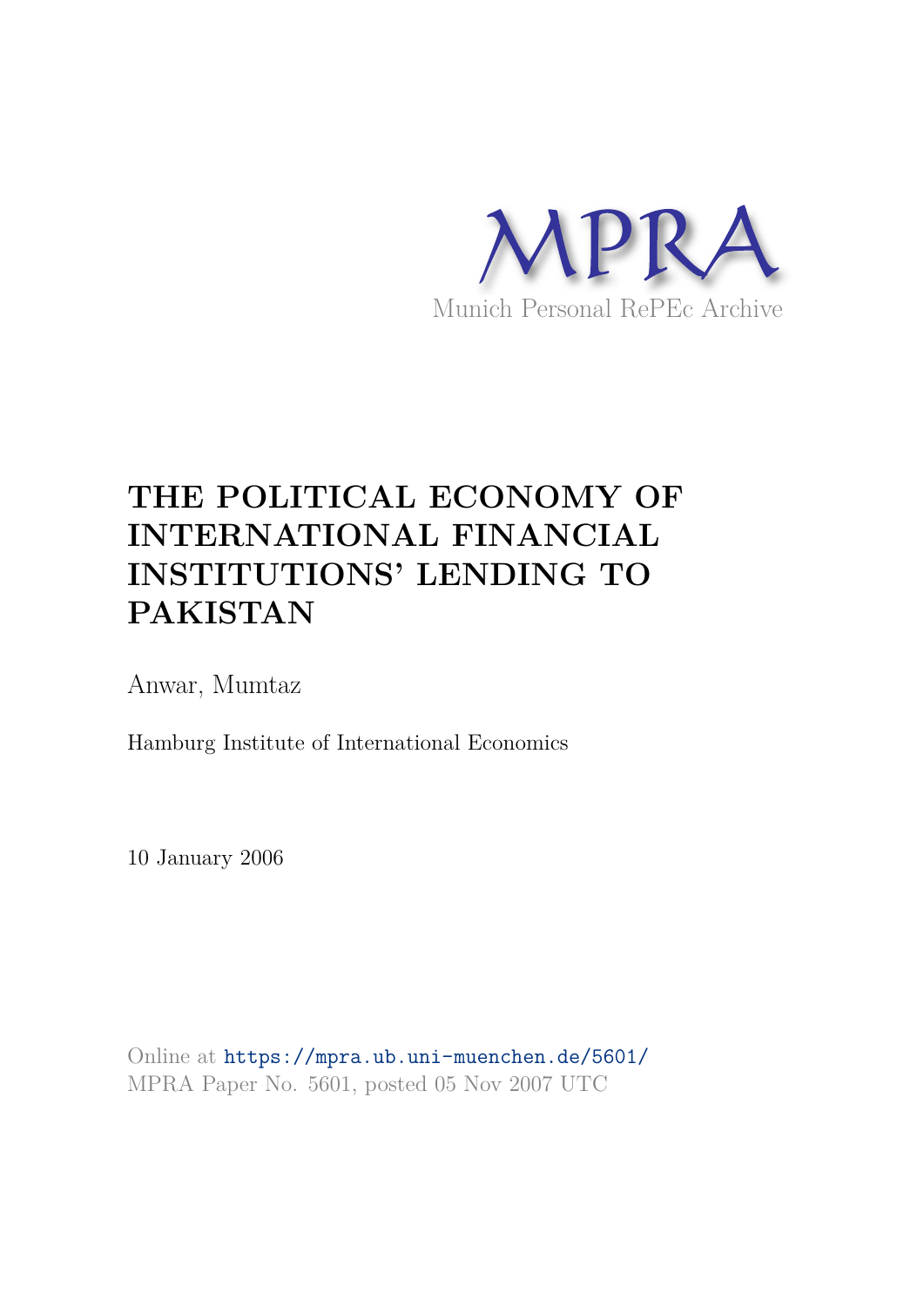MPRA

Munich Personal RePEc Archive

# THE POLITICAL ECONOMY OF INTERNATIONAL FINANCIAL INSTITUTIONS' LENDING TO PAKISTAN

Anwar, Mumtaz

Hamburg Institute of International Economics

10 January 2006

Online at https://mpra.ub.uni-muenchen.de/5601/
MPRA Paper No. 5601, posted 05 Nov 2007 UTC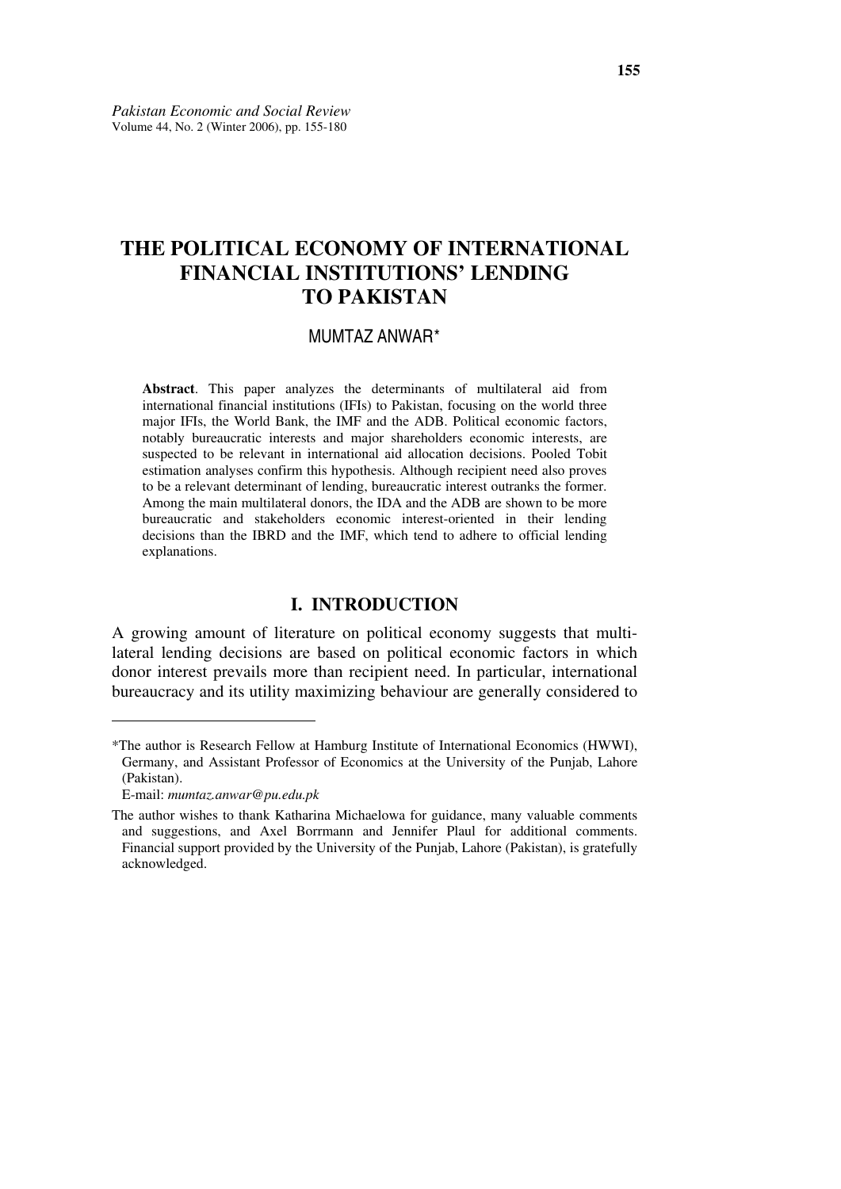# THE POLITICAL ECONOMY OF INTERNATIONAL FINANCIAL INSTITUTIONS' LENDING TO PAKISTAN

MUMTAZ ANWAR*

**Abstract**. This paper analyzes the determinants of multilateral aid from international financial institutions (IFIs) to Pakistan, focusing on the world three major IFIs, the World Bank, the IMF and the ADB. Political economic factors, notably bureaucratic interests and major shareholders economic interests, are suspected to be relevant in international aid allocation decisions. Pooled Tobit estimation analyses confirm this hypothesis. Although recipient need also proves to be a relevant determinant of lending, bureaucratic interest outranks the former. Among the main multilateral donors, the IDA and the ADB are shown to be more bureaucratic and stakeholders economic interest-oriented in their lending decisions than the IBRD and the IMF, which tend to adhere to official lending explanations.

## I. INTRODUCTION

A growing amount of literature on political economy suggests that multilateral lending decisions are based on political economic factors in which donor interest prevails more than recipient need. In particular, international bureaucracy and its utility maximizing behaviour are generally considered to

---

*The author is Research Fellow at Hamburg Institute of International Economics (HWWI), Germany, and Assistant Professor of Economics at the University of the Punjab, Lahore (Pakistan).

E-mail: *mumtaz.anwar@pu.edu.pk*

The author wishes to thank Katharina Michaelowa for guidance, many valuable comments and suggestions, and Axel Borrmann and Jennifer Plaul for additional comments. Financial support provided by the University of the Punjab, Lahore (Pakistan), is gratefully acknowledged.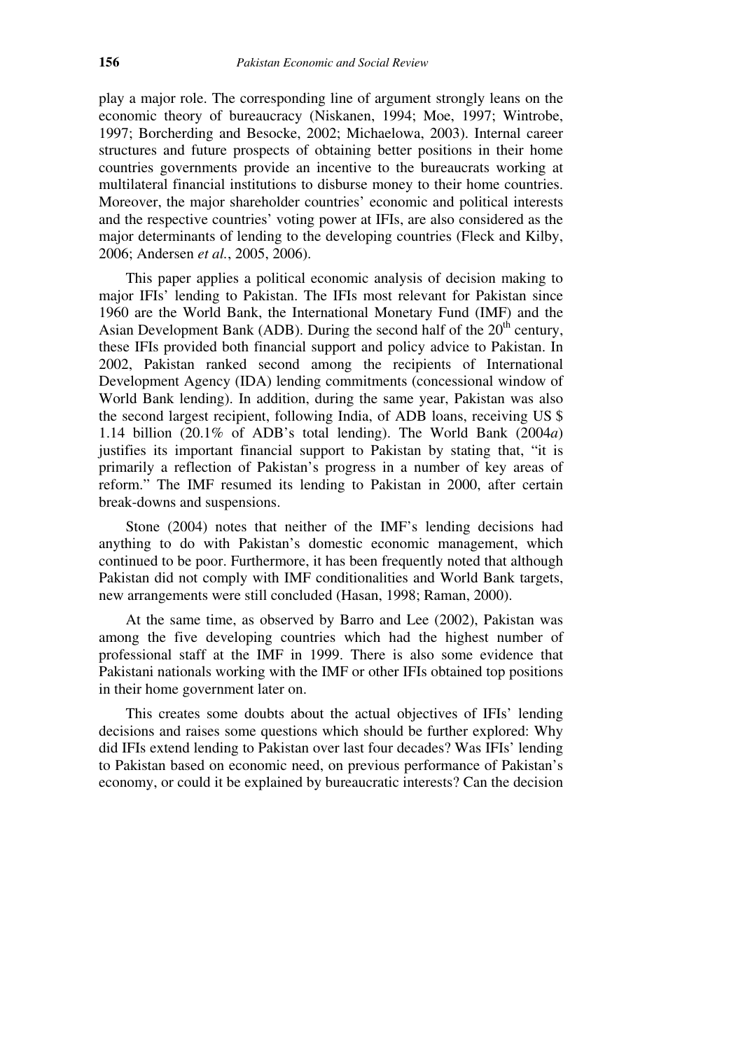play a major role. The corresponding line of argument strongly leans on the economic theory of bureaucracy (Niskanen, 1994; Moe, 1997; Wintrobe, 1997; Borcherding and Besocke, 2002; Michaelowa, 2003). Internal career structures and future prospects of obtaining better positions in their home countries governments provide an incentive to the bureaucrats working at multilateral financial institutions to disburse money to their home countries. Moreover, the major shareholder countries' economic and political interests and the respective countries' voting power at IFIs, are also considered as the major determinants of lending to the developing countries (Fleck and Kilby, 2006; Andersen *et al.*, 2005, 2006).

This paper applies a political economic analysis of decision making to major IFIs' lending to Pakistan. The IFIs most relevant for Pakistan since 1960 are the World Bank, the International Monetary Fund (IMF) and the Asian Development Bank (ADB). During the second half of the 20th century, these IFIs provided both financial support and policy advice to Pakistan. In 2002, Pakistan ranked second among the recipients of International Development Agency (IDA) lending commitments (concessional window of World Bank lending). In addition, during the same year, Pakistan was also the second largest recipient, following India, of ADB loans, receiving US $ 1.14 billion (20.1% of ADB's total lending). The World Bank (2004*a*) justifies its important financial support to Pakistan by stating that, "it is primarily a reflection of Pakistan's progress in a number of key areas of reform." The IMF resumed its lending to Pakistan in 2000, after certain break-downs and suspensions.

Stone (2004) notes that neither of the IMF's lending decisions had anything to do with Pakistan's domestic economic management, which continued to be poor. Furthermore, it has been frequently noted that although Pakistan did not comply with IMF conditionalities and World Bank targets, new arrangements were still concluded (Hasan, 1998; Raman, 2000).

At the same time, as observed by Barro and Lee (2002), Pakistan was among the five developing countries which had the highest number of professional staff at the IMF in 1999. There is also some evidence that Pakistani nationals working with the IMF or other IFIs obtained top positions in their home government later on.

This creates some doubts about the actual objectives of IFIs' lending decisions and raises some questions which should be further explored: Why did IFIs extend lending to Pakistan over last four decades? Was IFIs' lending to Pakistan based on economic need, on previous performance of Pakistan's economy, or could it be explained by bureaucratic interests? Can the decision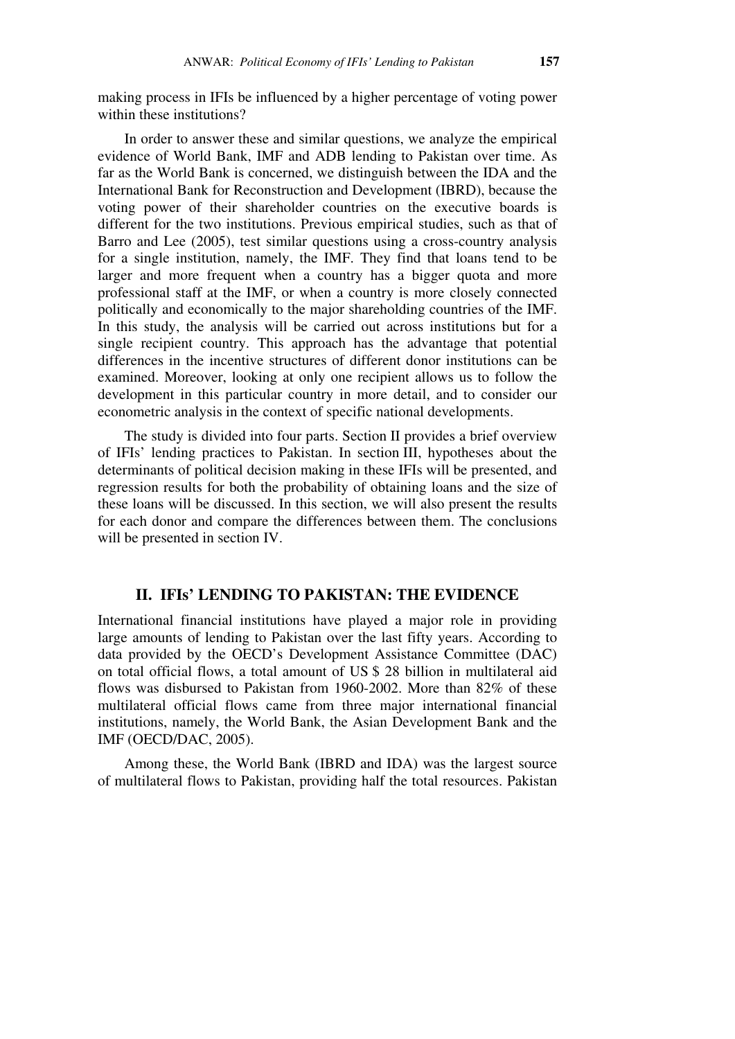making process in IFIs be influenced by a higher percentage of voting power within these institutions?

In order to answer these and similar questions, we analyze the empirical evidence of World Bank, IMF and ADB lending to Pakistan over time. As far as the World Bank is concerned, we distinguish between the IDA and the International Bank for Reconstruction and Development (IBRD), because the voting power of their shareholder countries on the executive boards is different for the two institutions. Previous empirical studies, such as that of Barro and Lee (2005), test similar questions using a cross-country analysis for a single institution, namely, the IMF. They find that loans tend to be larger and more frequent when a country has a bigger quota and more professional staff at the IMF, or when a country is more closely connected politically and economically to the major shareholding countries of the IMF. In this study, the analysis will be carried out across institutions but for a single recipient country. This approach has the advantage that potential differences in the incentive structures of different donor institutions can be examined. Moreover, looking at only one recipient allows us to follow the development in this particular country in more detail, and to consider our econometric analysis in the context of specific national developments.

The study is divided into four parts. Section II provides a brief overview of IFIs' lending practices to Pakistan. In section III, hypotheses about the determinants of political decision making in these IFIs will be presented, and regression results for both the probability of obtaining loans and the size of these loans will be discussed. In this section, we will also present the results for each donor and compare the differences between them. The conclusions will be presented in section IV.

## II. IFIs' LENDING TO PAKISTAN: THE EVIDENCE

International financial institutions have played a major role in providing large amounts of lending to Pakistan over the last fifty years. According to data provided by the OECD's Development Assistance Committee (DAC) on total official flows, a total amount of US $ 28 billion in multilateral aid flows was disbursed to Pakistan from 1960-2002. More than 82% of these multilateral official flows came from three major international financial institutions, namely, the World Bank, the Asian Development Bank and the IMF (OECD/DAC, 2005).

Among these, the World Bank (IBRD and IDA) was the largest source of multilateral flows to Pakistan, providing half the total resources. Pakistan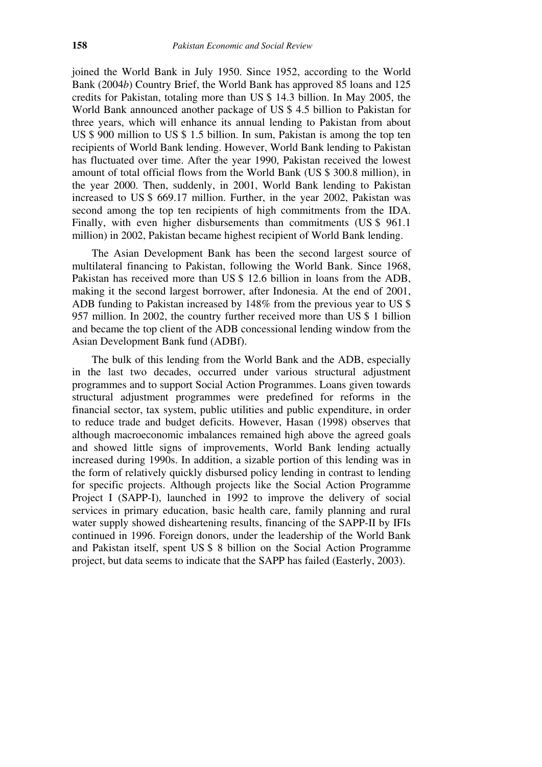joined the World Bank in July 1950. Since 1952, according to the World Bank (2004*b*) Country Brief, the World Bank has approved 85 loans and 125 credits for Pakistan, totaling more than US $ 14.3 billion. In May 2005, the World Bank announced another package of US $ 4.5 billion to Pakistan for three years, which will enhance its annual lending to Pakistan from about US $ 900 million to US $ 1.5 billion. In sum, Pakistan is among the top ten recipients of World Bank lending. However, World Bank lending to Pakistan has fluctuated over time. After the year 1990, Pakistan received the lowest amount of total official flows from the World Bank (US $ 300.8 million), in the year 2000. Then, suddenly, in 2001, World Bank lending to Pakistan increased to US $ 669.17 million. Further, in the year 2002, Pakistan was second among the top ten recipients of high commitments from the IDA. Finally, with even higher disbursements than commitments (US $ 961.1 million) in 2002, Pakistan became highest recipient of World Bank lending.

The Asian Development Bank has been the second largest source of multilateral financing to Pakistan, following the World Bank. Since 1968, Pakistan has received more than US $ 12.6 billion in loans from the ADB, making it the second largest borrower, after Indonesia. At the end of 2001, ADB funding to Pakistan increased by 148% from the previous year to US $ 957 million. In 2002, the country further received more than US $ 1 billion and became the top client of the ADB concessional lending window from the Asian Development Bank fund (ADBf).

The bulk of this lending from the World Bank and the ADB, especially in the last two decades, occurred under various structural adjustment programmes and to support Social Action Programmes. Loans given towards structural adjustment programmes were predefined for reforms in the financial sector, tax system, public utilities and public expenditure, in order to reduce trade and budget deficits. However, Hasan (1998) observes that although macroeconomic imbalances remained high above the agreed goals and showed little signs of improvements, World Bank lending actually increased during 1990s. In addition, a sizable portion of this lending was in the form of relatively quickly disbursed policy lending in contrast to lending for specific projects. Although projects like the Social Action Programme Project I (SAPP-I), launched in 1992 to improve the delivery of social services in primary education, basic health care, family planning and rural water supply showed disheartening results, financing of the SAPP-II by IFIs continued in 1996. Foreign donors, under the leadership of the World Bank and Pakistan itself, spent US $ 8 billion on the Social Action Programme project, but data seems to indicate that the SAPP has failed (Easterly, 2003).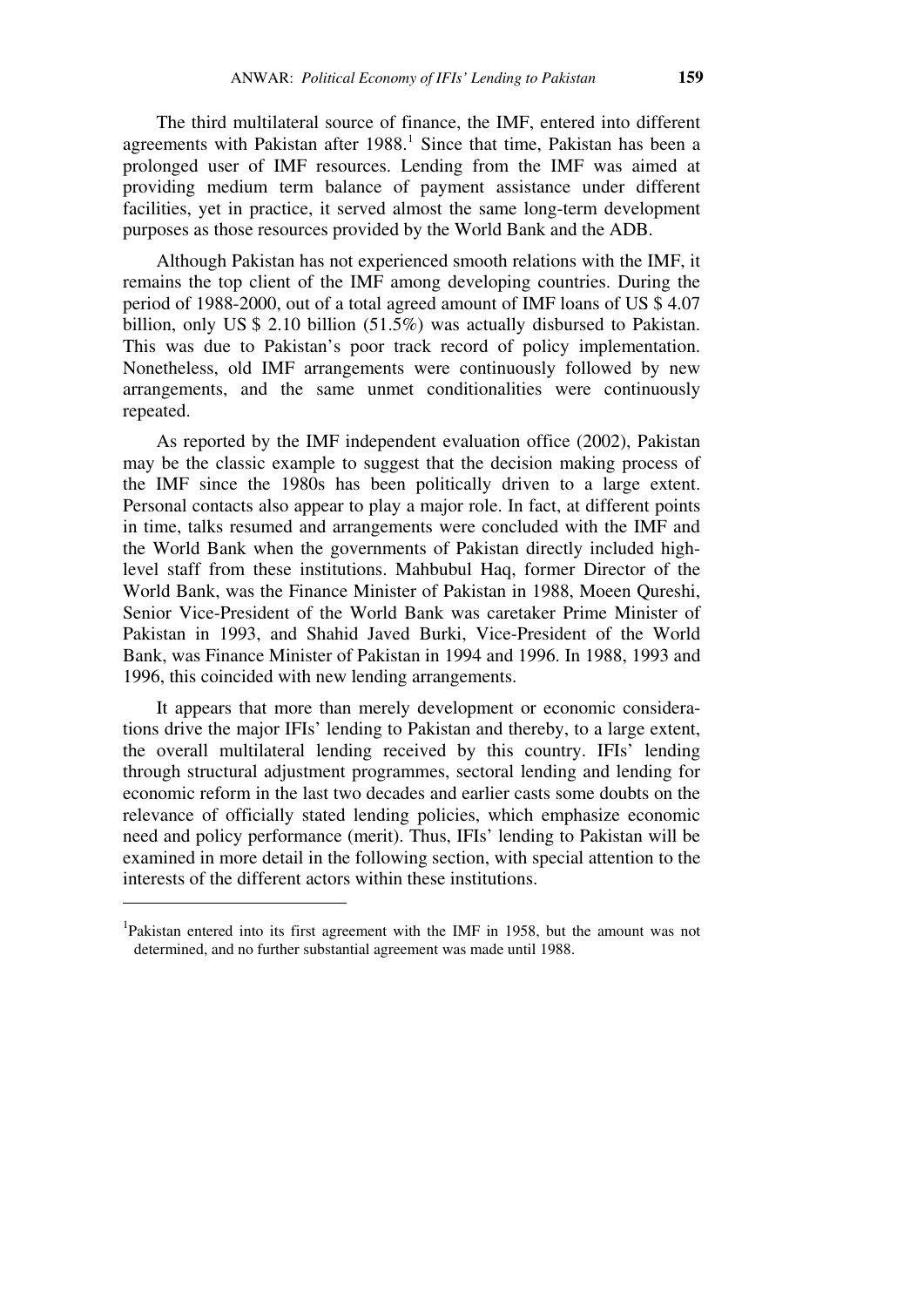The third multilateral source of finance, the IMF, entered into different agreements with Pakistan after 1988.[1] Since that time, Pakistan has been a prolonged user of IMF resources. Lending from the IMF was aimed at providing medium term balance of payment assistance under different facilities, yet in practice, it served almost the same long-term development purposes as those resources provided by the World Bank and the ADB.

Although Pakistan has not experienced smooth relations with the IMF, it remains the top client of the IMF among developing countries. During the period of 1988-2000, out of a total agreed amount of IMF loans of US $ 4.07 billion, only US $ 2.10 billion (51.5%) was actually disbursed to Pakistan. This was due to Pakistan's poor track record of policy implementation. Nonetheless, old IMF arrangements were continuously followed by new arrangements, and the same unmet conditionalities were continuously repeated.

As reported by the IMF independent evaluation office (2002), Pakistan may be the classic example to suggest that the decision making process of the IMF since the 1980s has been politically driven to a large extent. Personal contacts also appear to play a major role. In fact, at different points in time, talks resumed and arrangements were concluded with the IMF and the World Bank when the governments of Pakistan directly included high-level staff from these institutions. Mahbubul Haq, former Director of the World Bank, was the Finance Minister of Pakistan in 1988, Moeen Qureshi, Senior Vice-President of the World Bank was caretaker Prime Minister of Pakistan in 1993, and Shahid Javed Burki, Vice-President of the World Bank, was Finance Minister of Pakistan in 1994 and 1996. In 1988, 1993 and 1996, this coincided with new lending arrangements.

It appears that more than merely development or economic considerations drive the major IFIs' lending to Pakistan and thereby, to a large extent, the overall multilateral lending received by this country. IFIs' lending through structural adjustment programmes, sectoral lending and lending for economic reform in the last two decades and earlier casts some doubts on the relevance of officially stated lending policies, which emphasize economic need and policy performance (merit). Thus, IFIs' lending to Pakistan will be examined in more detail in the following section, with special attention to the interests of the different actors within these institutions.

---

[1] Pakistan entered into its first agreement with the IMF in 1958, but the amount was not determined, and no further substantial agreement was made until 1988.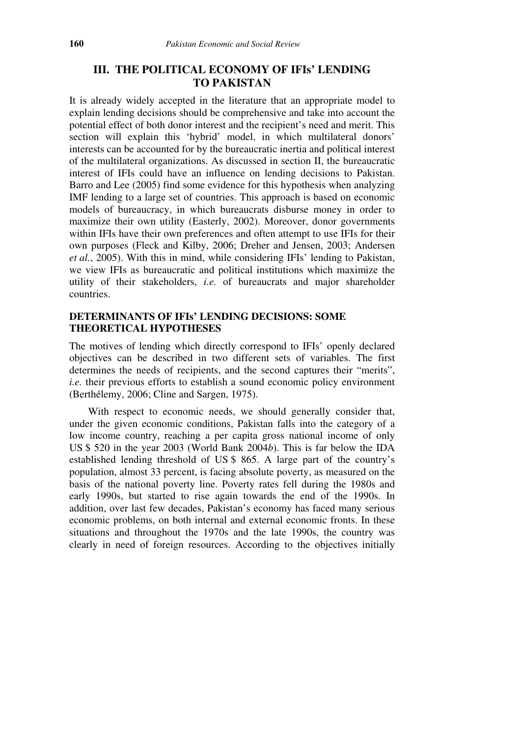## III. THE POLITICAL ECONOMY OF IFIs' LENDING TO PAKISTAN

It is already widely accepted in the literature that an appropriate model to explain lending decisions should be comprehensive and take into account the potential effect of both donor interest and the recipient's need and merit. This section will explain this 'hybrid' model, in which multilateral donors' interests can be accounted for by the bureaucratic inertia and political interest of the multilateral organizations. As discussed in section II, the bureaucratic interest of IFIs could have an influence on lending decisions to Pakistan. Barro and Lee (2005) find some evidence for this hypothesis when analyzing IMF lending to a large set of countries. This approach is based on economic models of bureaucracy, in which bureaucrats disburse money in order to maximize their own utility (Easterly, 2002). Moreover, donor governments within IFIs have their own preferences and often attempt to use IFIs for their own purposes (Fleck and Kilby, 2006; Dreher and Jensen, 2003; Andersen *et al.*, 2005). With this in mind, while considering IFIs' lending to Pakistan, we view IFIs as bureaucratic and political institutions which maximize the utility of their stakeholders, *i.e.* of bureaucrats and major shareholder countries.

### DETERMINANTS OF IFIs' LENDING DECISIONS: SOME THEORETICAL HYPOTHESES

The motives of lending which directly correspond to IFIs' openly declared objectives can be described in two different sets of variables. The first determines the needs of recipients, and the second captures their "merits", *i.e.* their previous efforts to establish a sound economic policy environment (Berthélemy, 2006; Cline and Sargen, 1975).

With respect to economic needs, we should generally consider that, under the given economic conditions, Pakistan falls into the category of a low income country, reaching a per capita gross national income of only US $ 520 in the year 2003 (World Bank 2004*b*). This is far below the IDA established lending threshold of US $ 865. A large part of the country's population, almost 33 percent, is facing absolute poverty, as measured on the basis of the national poverty line. Poverty rates fell during the 1980s and early 1990s, but started to rise again towards the end of the 1990s. In addition, over last few decades, Pakistan's economy has faced many serious economic problems, on both internal and external economic fronts. In these situations and throughout the 1970s and the late 1990s, the country was clearly in need of foreign resources. According to the objectives initially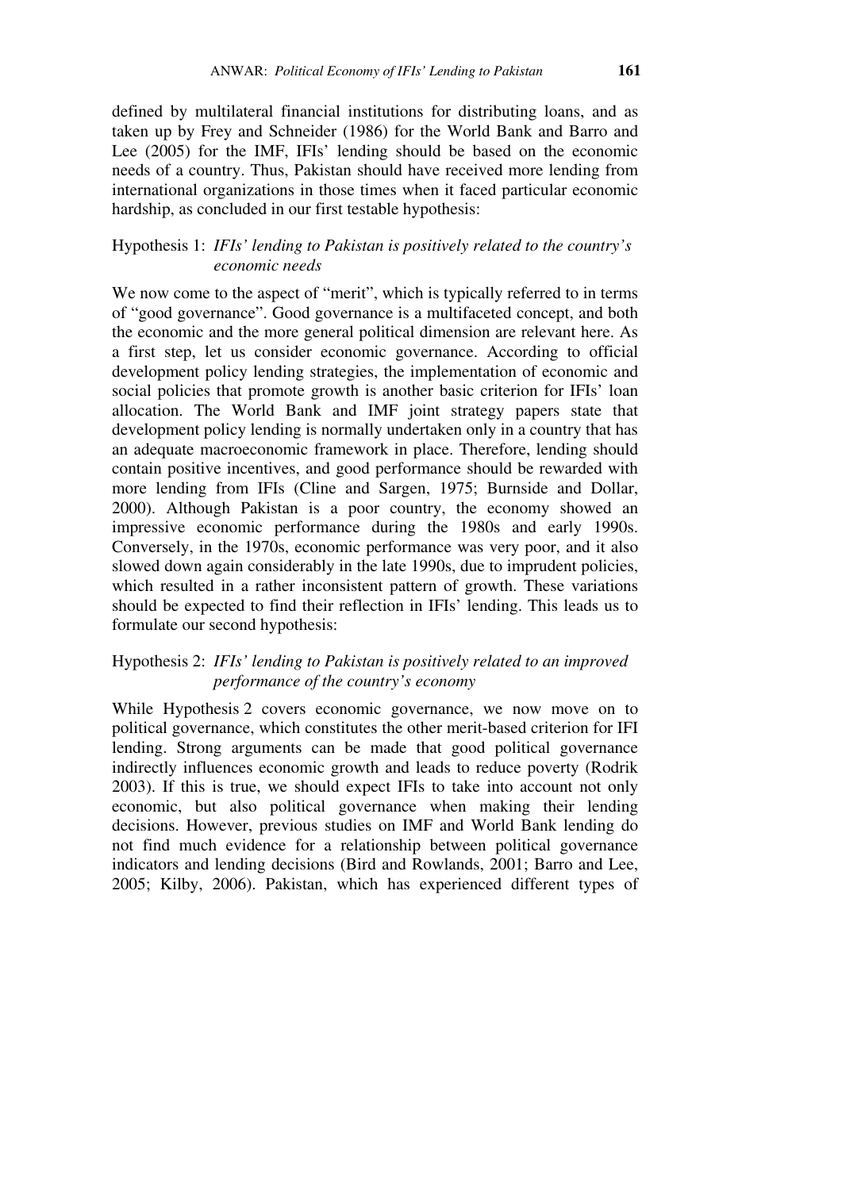defined by multilateral financial institutions for distributing loans, and as taken up by Frey and Schneider (1986) for the World Bank and Barro and Lee (2005) for the IMF, IFIs' lending should be based on the economic needs of a country. Thus, Pakistan should have received more lending from international organizations in those times when it faced particular economic hardship, as concluded in our first testable hypothesis:

Hypothesis 1: *IFIs' lending to Pakistan is positively related to the country's economic needs*

We now come to the aspect of "merit", which is typically referred to in terms of "good governance". Good governance is a multifaceted concept, and both the economic and the more general political dimension are relevant here. As a first step, let us consider economic governance. According to official development policy lending strategies, the implementation of economic and social policies that promote growth is another basic criterion for IFIs' loan allocation. The World Bank and IMF joint strategy papers state that development policy lending is normally undertaken only in a country that has an adequate macroeconomic framework in place. Therefore, lending should contain positive incentives, and good performance should be rewarded with more lending from IFIs (Cline and Sargen, 1975; Burnside and Dollar, 2000). Although Pakistan is a poor country, the economy showed an impressive economic performance during the 1980s and early 1990s. Conversely, in the 1970s, economic performance was very poor, and it also slowed down again considerably in the late 1990s, due to imprudent policies, which resulted in a rather inconsistent pattern of growth. These variations should be expected to find their reflection in IFIs' lending. This leads us to formulate our second hypothesis:

Hypothesis 2: *IFIs' lending to Pakistan is positively related to an improved performance of the country's economy*

While Hypothesis 2 covers economic governance, we now move on to political governance, which constitutes the other merit-based criterion for IFI lending. Strong arguments can be made that good political governance indirectly influences economic growth and leads to reduce poverty (Rodrik 2003). If this is true, we should expect IFIs to take into account not only economic, but also political governance when making their lending decisions. However, previous studies on IMF and World Bank lending do not find much evidence for a relationship between political governance indicators and lending decisions (Bird and Rowlands, 2001; Barro and Lee, 2005; Kilby, 2006). Pakistan, which has experienced different types of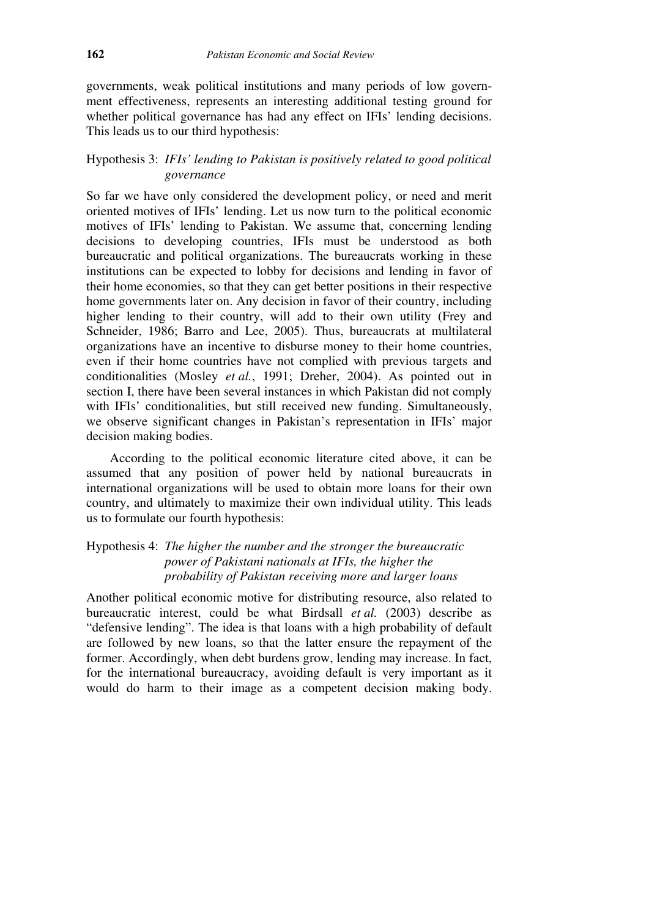governments, weak political institutions and many periods of low government effectiveness, represents an interesting additional testing ground for whether political governance has had any effect on IFIs' lending decisions. This leads us to our third hypothesis:

Hypothesis 3: *IFIs' lending to Pakistan is positively related to good political governance*

So far we have only considered the development policy, or need and merit oriented motives of IFIs' lending. Let us now turn to the political economic motives of IFIs' lending to Pakistan. We assume that, concerning lending decisions to developing countries, IFIs must be understood as both bureaucratic and political organizations. The bureaucrats working in these institutions can be expected to lobby for decisions and lending in favor of their home economies, so that they can get better positions in their respective home governments later on. Any decision in favor of their country, including higher lending to their country, will add to their own utility (Frey and Schneider, 1986; Barro and Lee, 2005). Thus, bureaucrats at multilateral organizations have an incentive to disburse money to their home countries, even if their home countries have not complied with previous targets and conditionalities (Mosley *et al.*, 1991; Dreher, 2004). As pointed out in section I, there have been several instances in which Pakistan did not comply with IFIs' conditionalities, but still received new funding. Simultaneously, we observe significant changes in Pakistan's representation in IFIs' major decision making bodies.

According to the political economic literature cited above, it can be assumed that any position of power held by national bureaucrats in international organizations will be used to obtain more loans for their own country, and ultimately to maximize their own individual utility. This leads us to formulate our fourth hypothesis:

Hypothesis 4: *The higher the number and the stronger the bureaucratic power of Pakistani nationals at IFIs, the higher the probability of Pakistan receiving more and larger loans*

Another political economic motive for distributing resource, also related to bureaucratic interest, could be what Birdsall *et al.* (2003) describe as "defensive lending". The idea is that loans with a high probability of default are followed by new loans, so that the latter ensure the repayment of the former. Accordingly, when debt burdens grow, lending may increase. In fact, for the international bureaucracy, avoiding default is very important as it would do harm to their image as a competent decision making body.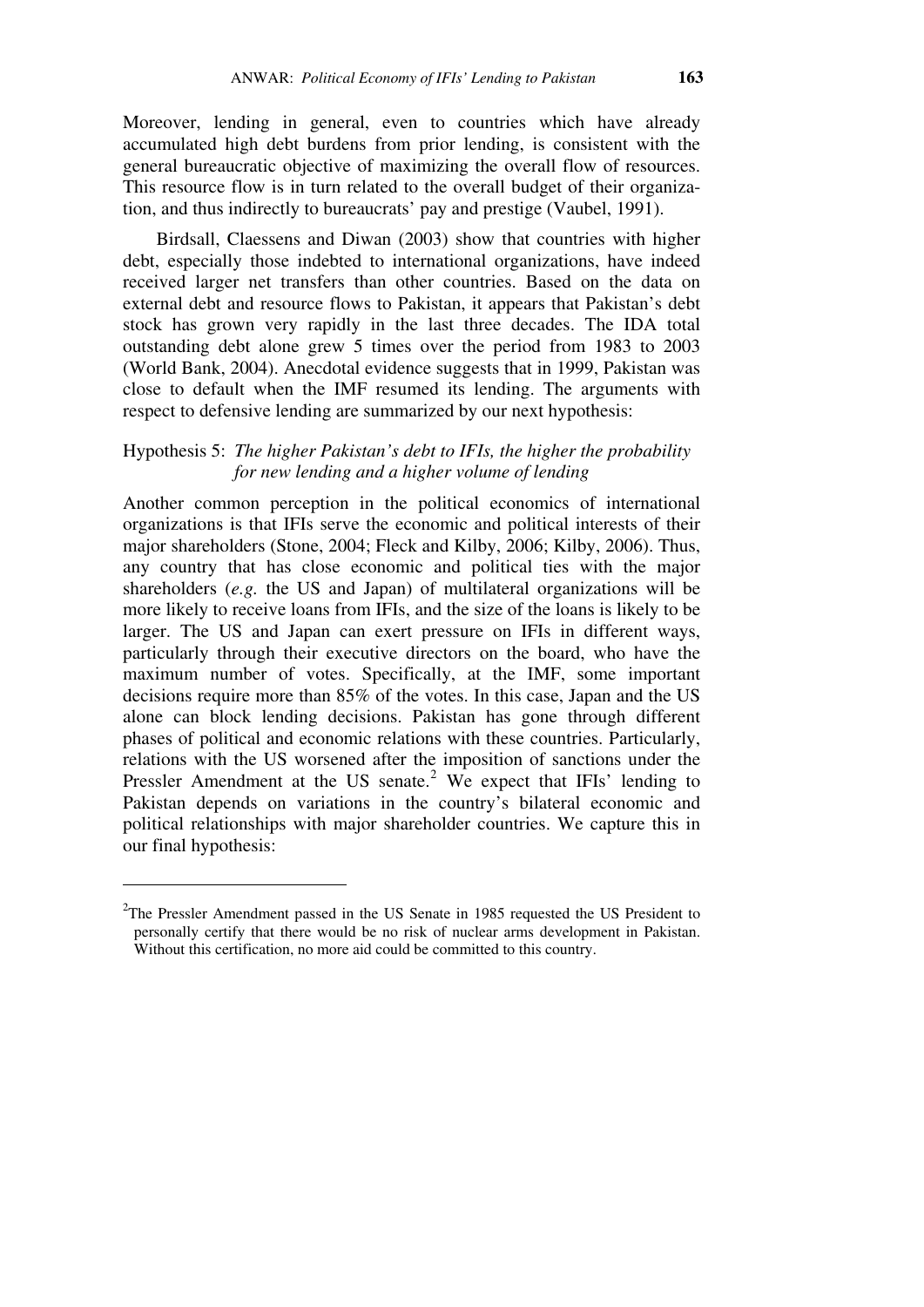Moreover, lending in general, even to countries which have already accumulated high debt burdens from prior lending, is consistent with the general bureaucratic objective of maximizing the overall flow of resources. This resource flow is in turn related to the overall budget of their organization, and thus indirectly to bureaucrats' pay and prestige (Vaubel, 1991).

Birdsall, Claessens and Diwan (2003) show that countries with higher debt, especially those indebted to international organizations, have indeed received larger net transfers than other countries. Based on the data on external debt and resource flows to Pakistan, it appears that Pakistan's debt stock has grown very rapidly in the last three decades. The IDA total outstanding debt alone grew 5 times over the period from 1983 to 2003 (World Bank, 2004). Anecdotal evidence suggests that in 1999, Pakistan was close to default when the IMF resumed its lending. The arguments with respect to defensive lending are summarized by our next hypothesis:

Hypothesis 5: *The higher Pakistan's debt to IFIs, the higher the probability for new lending and a higher volume of lending*

Another common perception in the political economics of international organizations is that IFIs serve the economic and political interests of their major shareholders (Stone, 2004; Fleck and Kilby, 2006; Kilby, 2006). Thus, any country that has close economic and political ties with the major shareholders (*e.g.* the US and Japan) of multilateral organizations will be more likely to receive loans from IFIs, and the size of the loans is likely to be larger. The US and Japan can exert pressure on IFIs in different ways, particularly through their executive directors on the board, who have the maximum number of votes. Specifically, at the IMF, some important decisions require more than 85% of the votes. In this case, Japan and the US alone can block lending decisions. Pakistan has gone through different phases of political and economic relations with these countries. Particularly, relations with the US worsened after the imposition of sanctions under the Pressler Amendment at the US senate.[2] We expect that IFIs' lending to Pakistan depends on variations in the country's bilateral economic and political relationships with major shareholder countries. We capture this in our final hypothesis:

[2]The Pressler Amendment passed in the US Senate in 1985 requested the US President to personally certify that there would be no risk of nuclear arms development in Pakistan. Without this certification, no more aid could be committed to this country.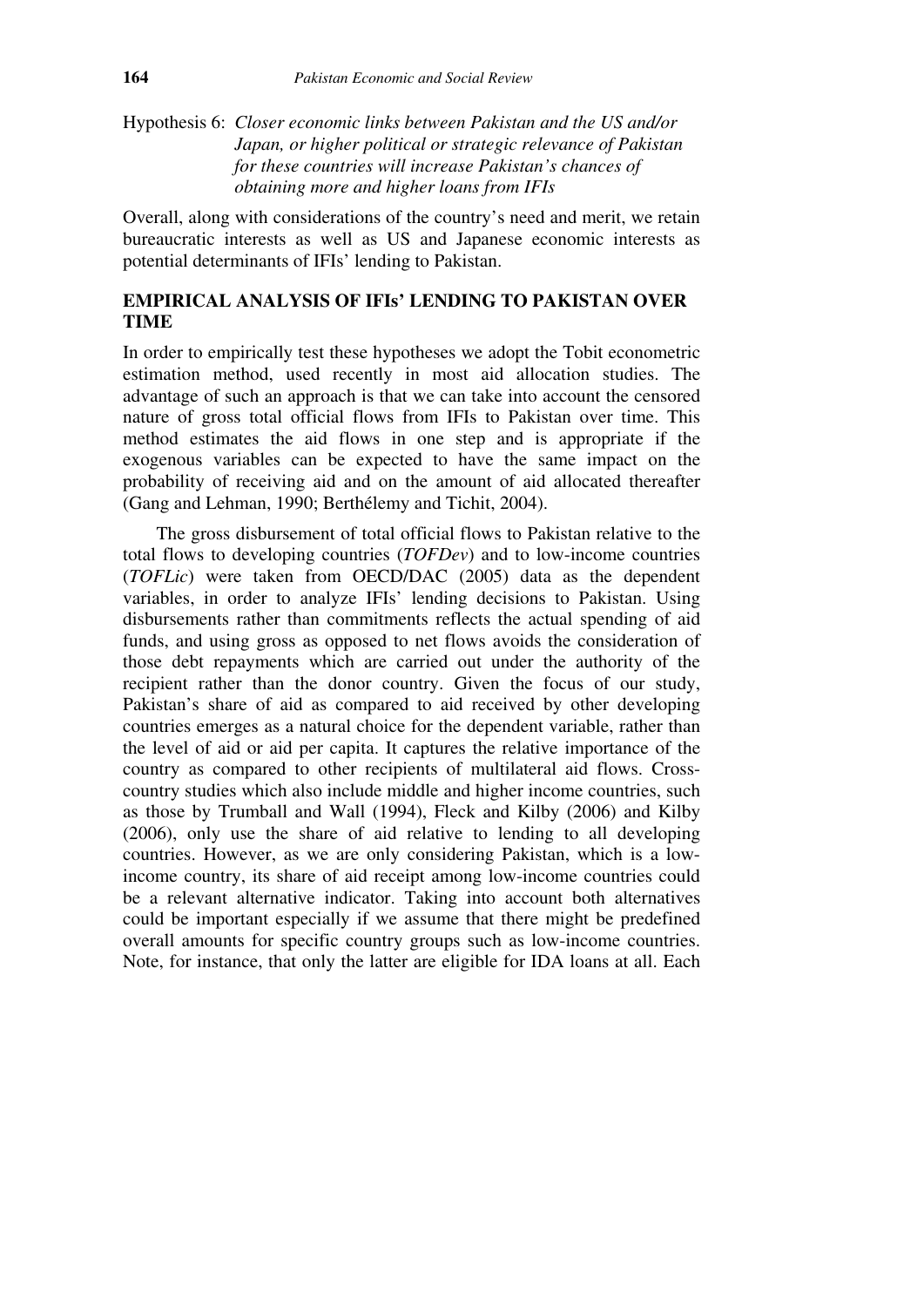Hypothesis 6: *Closer economic links between Pakistan and the US and/or Japan, or higher political or strategic relevance of Pakistan for these countries will increase Pakistan's chances of obtaining more and higher loans from IFIs*

Overall, along with considerations of the country's need and merit, we retain bureaucratic interests as well as US and Japanese economic interests as potential determinants of IFIs' lending to Pakistan.

## EMPIRICAL ANALYSIS OF IFIs' LENDING TO PAKISTAN OVER TIME

In order to empirically test these hypotheses we adopt the Tobit econometric estimation method, used recently in most aid allocation studies. The advantage of such an approach is that we can take into account the censored nature of gross total official flows from IFIs to Pakistan over time. This method estimates the aid flows in one step and is appropriate if the exogenous variables can be expected to have the same impact on the probability of receiving aid and on the amount of aid allocated thereafter (Gang and Lehman, 1990; Berthélemy and Tichit, 2004).

The gross disbursement of total official flows to Pakistan relative to the total flows to developing countries (*TOFDev*) and to low-income countries (*TOFLic*) were taken from OECD/DAC (2005) data as the dependent variables, in order to analyze IFIs' lending decisions to Pakistan. Using disbursements rather than commitments reflects the actual spending of aid funds, and using gross as opposed to net flows avoids the consideration of those debt repayments which are carried out under the authority of the recipient rather than the donor country. Given the focus of our study, Pakistan's share of aid as compared to aid received by other developing countries emerges as a natural choice for the dependent variable, rather than the level of aid or aid per capita. It captures the relative importance of the country as compared to other recipients of multilateral aid flows. Cross-country studies which also include middle and higher income countries, such as those by Trumball and Wall (1994), Fleck and Kilby (2006) and Kilby (2006), only use the share of aid relative to lending to all developing countries. However, as we are only considering Pakistan, which is a low-income country, its share of aid receipt among low-income countries could be a relevant alternative indicator. Taking into account both alternatives could be important especially if we assume that there might be predefined overall amounts for specific country groups such as low-income countries. Note, for instance, that only the latter are eligible for IDA loans at all. Each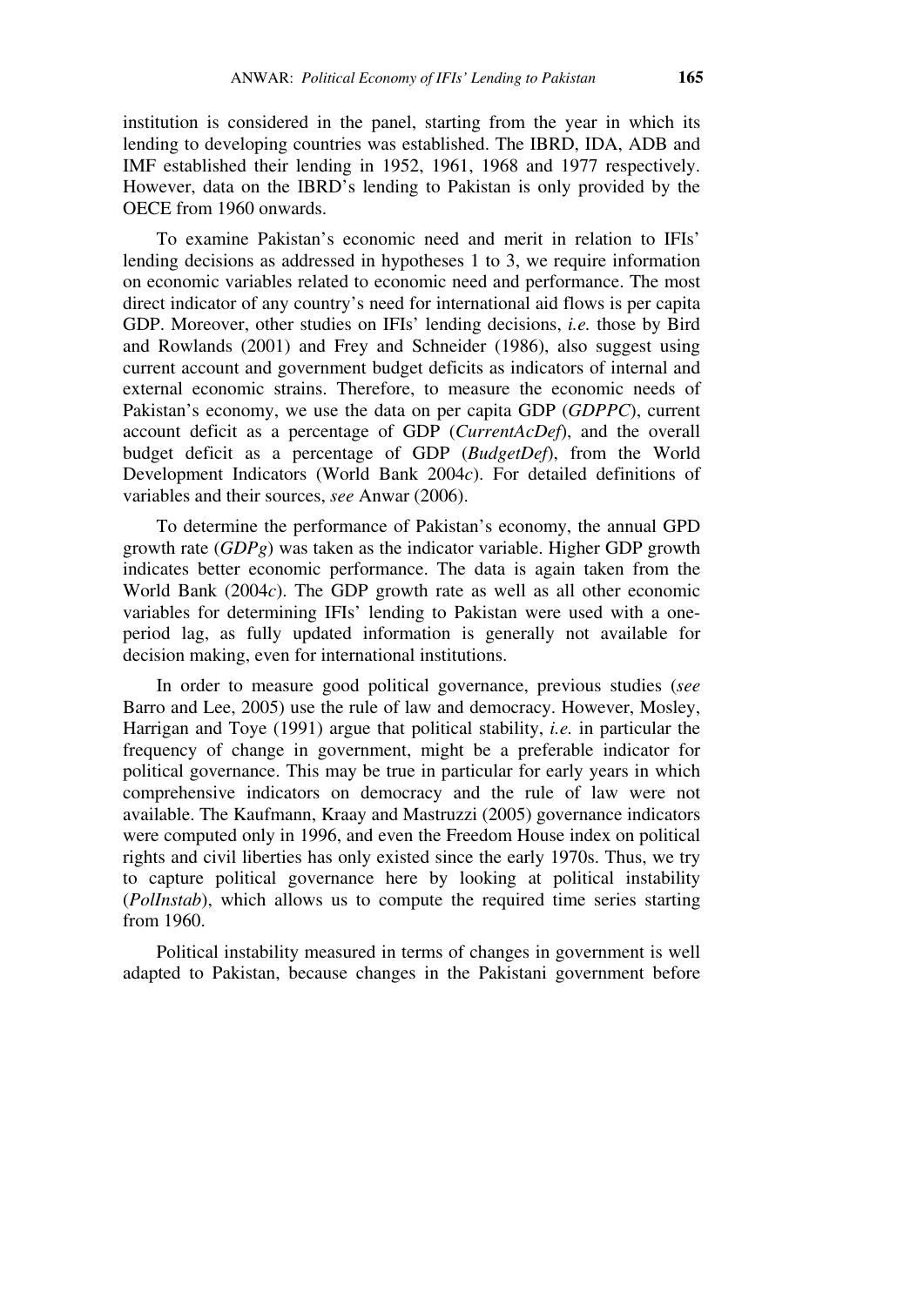institution is considered in the panel, starting from the year in which its lending to developing countries was established. The IBRD, IDA, ADB and IMF established their lending in 1952, 1961, 1968 and 1977 respectively. However, data on the IBRD's lending to Pakistan is only provided by the OECE from 1960 onwards.

To examine Pakistan's economic need and merit in relation to IFIs' lending decisions as addressed in hypotheses 1 to 3, we require information on economic variables related to economic need and performance. The most direct indicator of any country's need for international aid flows is per capita GDP. Moreover, other studies on IFIs' lending decisions, *i.e.* those by Bird and Rowlands (2001) and Frey and Schneider (1986), also suggest using current account and government budget deficits as indicators of internal and external economic strains. Therefore, to measure the economic needs of Pakistan's economy, we use the data on per capita GDP (*GDPPC*), current account deficit as a percentage of GDP (*CurrentAcDef*), and the overall budget deficit as a percentage of GDP (*BudgetDef*), from the World Development Indicators (World Bank 2004*c*). For detailed definitions of variables and their sources, *see* Anwar (2006).

To determine the performance of Pakistan's economy, the annual GPD growth rate (*GDPg*) was taken as the indicator variable. Higher GDP growth indicates better economic performance. The data is again taken from the World Bank (2004*c*). The GDP growth rate as well as all other economic variables for determining IFIs' lending to Pakistan were used with a one-period lag, as fully updated information is generally not available for decision making, even for international institutions.

In order to measure good political governance, previous studies (*see* Barro and Lee, 2005) use the rule of law and democracy. However, Mosley, Harrigan and Toye (1991) argue that political stability, *i.e.* in particular the frequency of change in government, might be a preferable indicator for political governance. This may be true in particular for early years in which comprehensive indicators on democracy and the rule of law were not available. The Kaufmann, Kraay and Mastruzzi (2005) governance indicators were computed only in 1996, and even the Freedom House index on political rights and civil liberties has only existed since the early 1970s. Thus, we try to capture political governance here by looking at political instability (*PolInstab*), which allows us to compute the required time series starting from 1960.

Political instability measured in terms of changes in government is well adapted to Pakistan, because changes in the Pakistani government before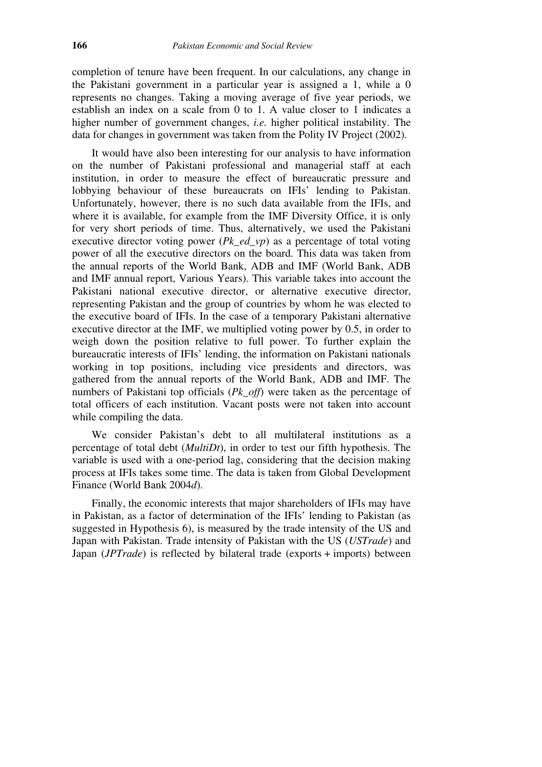completion of tenure have been frequent. In our calculations, any change in the Pakistani government in a particular year is assigned a 1, while a 0 represents no changes. Taking a moving average of five year periods, we establish an index on a scale from 0 to 1. A value closer to 1 indicates a higher number of government changes, *i.e.* higher political instability. The data for changes in government was taken from the Polity IV Project (2002).

It would have also been interesting for our analysis to have information on the number of Pakistani professional and managerial staff at each institution, in order to measure the effect of bureaucratic pressure and lobbying behaviour of these bureaucrats on IFIs' lending to Pakistan. Unfortunately, however, there is no such data available from the IFIs, and where it is available, for example from the IMF Diversity Office, it is only for very short periods of time. Thus, alternatively, we used the Pakistani executive director voting power (*Pk_ed_vp*) as a percentage of total voting power of all the executive directors on the board. This data was taken from the annual reports of the World Bank, ADB and IMF (World Bank, ADB and IMF annual report, Various Years). This variable takes into account the Pakistani national executive director, or alternative executive director, representing Pakistan and the group of countries by whom he was elected to the executive board of IFIs. In the case of a temporary Pakistani alternative executive director at the IMF, we multiplied voting power by 0.5, in order to weigh down the position relative to full power. To further explain the bureaucratic interests of IFIs' lending, the information on Pakistani nationals working in top positions, including vice presidents and directors, was gathered from the annual reports of the World Bank, ADB and IMF. The numbers of Pakistani top officials (*Pk_off*) were taken as the percentage of total officers of each institution. Vacant posts were not taken into account while compiling the data.

We consider Pakistan's debt to all multilateral institutions as a percentage of total debt (*MultiDt*), in order to test our fifth hypothesis. The variable is used with a one-period lag, considering that the decision making process at IFIs takes some time. The data is taken from Global Development Finance (World Bank 2004*d*).

Finally, the economic interests that major shareholders of IFIs may have in Pakistan, as a factor of determination of the IFIs' lending to Pakistan (as suggested in Hypothesis 6), is measured by the trade intensity of the US and Japan with Pakistan. Trade intensity of Pakistan with the US (*USTrade*) and Japan (*JPTrade*) is reflected by bilateral trade (exports + imports) between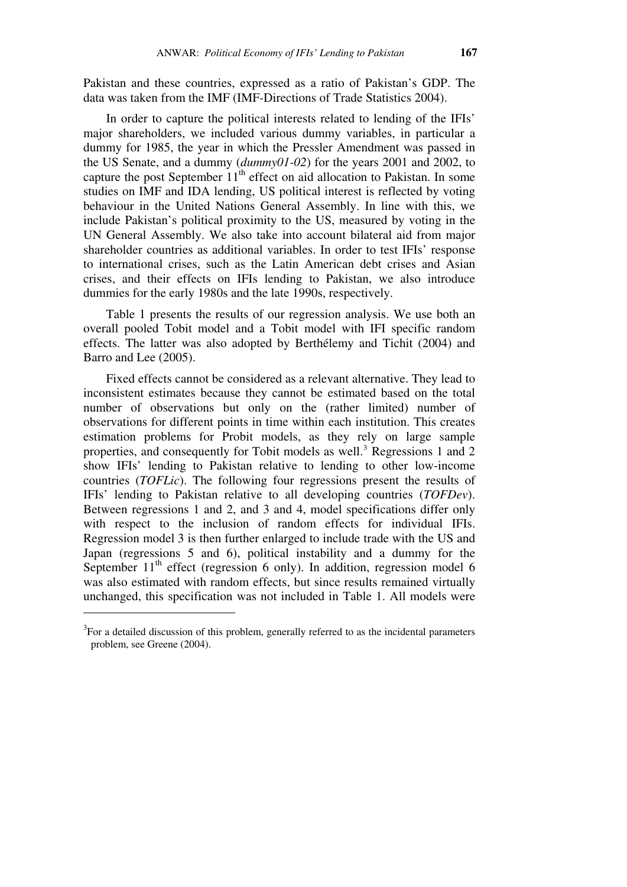Pakistan and these countries, expressed as a ratio of Pakistan's GDP. The data was taken from the IMF (IMF-Directions of Trade Statistics 2004).

In order to capture the political interests related to lending of the IFIs' major shareholders, we included various dummy variables, in particular a dummy for 1985, the year in which the Pressler Amendment was passed in the US Senate, and a dummy (*dummy01-02*) for the years 2001 and 2002, to capture the post September 11th effect on aid allocation to Pakistan. In some studies on IMF and IDA lending, US political interest is reflected by voting behaviour in the United Nations General Assembly. In line with this, we include Pakistan's political proximity to the US, measured by voting in the UN General Assembly. We also take into account bilateral aid from major shareholder countries as additional variables. In order to test IFIs' response to international crises, such as the Latin American debt crises and Asian crises, and their effects on IFIs lending to Pakistan, we also introduce dummies for the early 1980s and the late 1990s, respectively.

Table 1 presents the results of our regression analysis. We use both an overall pooled Tobit model and a Tobit model with IFI specific random effects. The latter was also adopted by Berthélemy and Tichit (2004) and Barro and Lee (2005).

Fixed effects cannot be considered as a relevant alternative. They lead to inconsistent estimates because they cannot be estimated based on the total number of observations but only on the (rather limited) number of observations for different points in time within each institution. This creates estimation problems for Probit models, as they rely on large sample properties, and consequently for Tobit models as well.[3] Regressions 1 and 2 show IFIs' lending to Pakistan relative to lending to other low-income countries (*TOFLic*). The following four regressions present the results of IFIs' lending to Pakistan relative to all developing countries (*TOFDev*). Between regressions 1 and 2, and 3 and 4, model specifications differ only with respect to the inclusion of random effects for individual IFIs. Regression model 3 is then further enlarged to include trade with the US and Japan (regressions 5 and 6), political instability and a dummy for the September 11th effect (regression 6 only). In addition, regression model 6 was also estimated with random effects, but since results remained virtually unchanged, this specification was not included in Table 1. All models were

[3]For a detailed discussion of this problem, generally referred to as the incidental parameters problem, see Greene (2004).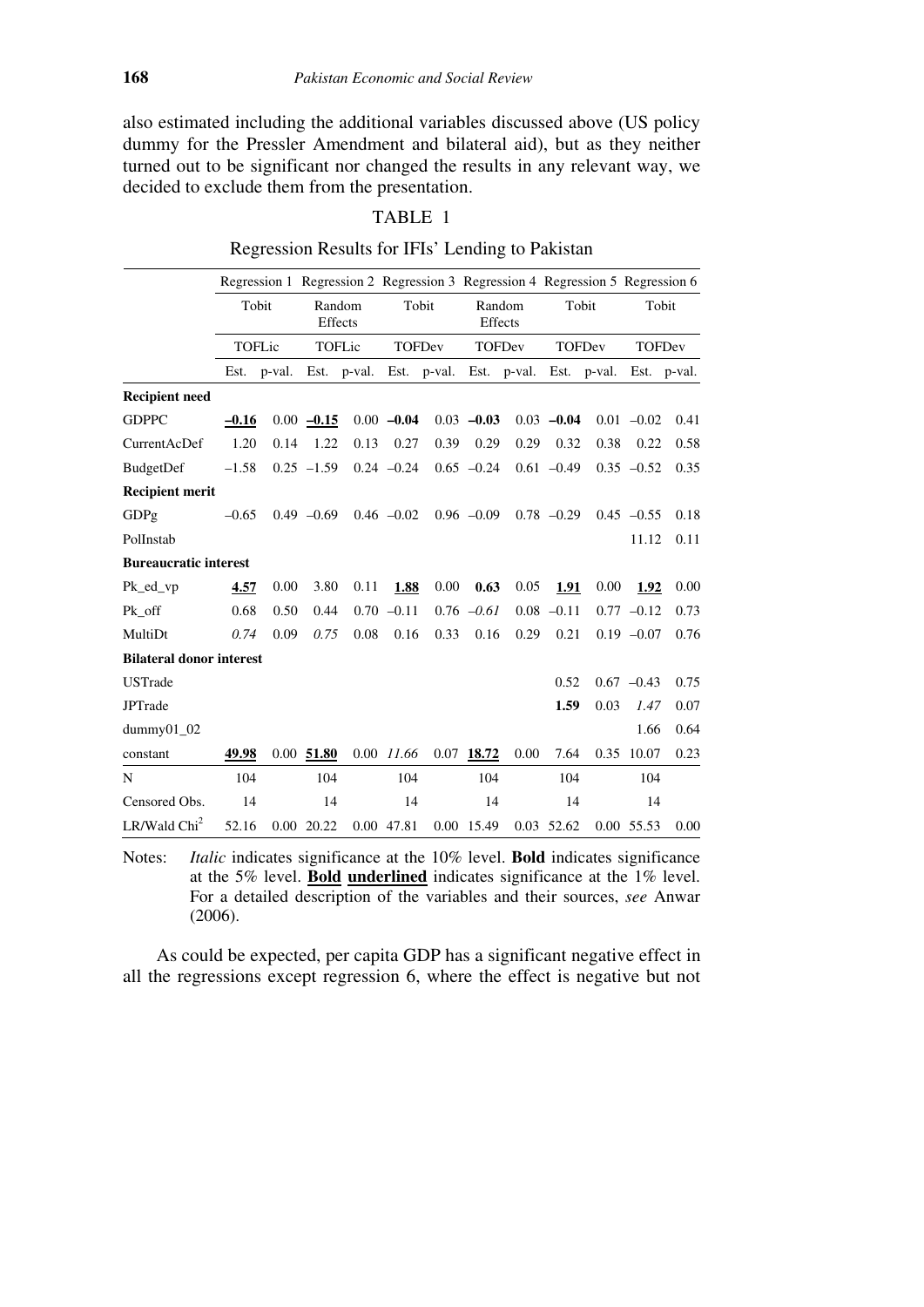also estimated including the additional variables discussed above (US policy dummy for the Pressler Amendment and bilateral aid), but as they neither turned out to be significant nor changed the results in any relevant way, we decided to exclude them from the presentation.

TABLE 1

Regression Results for IFIs' Lending to Pakistan

| | Regression 1 | | Regression 2 | | Regression 3 | | Regression 4 | | Regression 5 | | Regression 6 | |
|---|---|---|---|---|---|---|---|---|---|---|---|---|
| | Tobit | | Random Effects | | Tobit | | Random Effects | | Tobit | | Tobit | |
| | TOFLic | | TOFLic | | TOFDev | | TOFDev | | TOFDev | | TOFDev | |
| | Est. | p-val. | Est. | p-val. | Est. | p-val. | Est. | p-val. | Est. | p-val. | Est. | p-val. |
| **Recipient need** | | | | | | | | | | | | |
| GDPPC | **<u>–0.16</u>** | 0.00 | **<u>–0.15</u>** | 0.00 | **–0.04** | 0.03 | **–0.03** | 0.03 | **–0.04** | 0.01 | –0.02 | 0.41 |
| CurrentAcDef | 1.20 | 0.14 | 1.22 | 0.13 | 0.27 | 0.39 | 0.29 | 0.29 | 0.32 | 0.38 | 0.22 | 0.58 |
| BudgetDef | –1.58 | 0.25 | –1.59 | 0.24 | –0.24 | 0.65 | –0.24 | 0.61 | –0.49 | 0.35 | –0.52 | 0.35 |
| **Recipient merit** | | | | | | | | | | | | |
| GDPg | –0.65 | 0.49 | –0.69 | 0.46 | –0.02 | 0.96 | –0.09 | 0.78 | –0.29 | 0.45 | –0.55 | 0.18 |
| PolInstab | | | | | | | | | | | 11.12 | 0.11 |
| **Bureaucratic interest** | | | | | | | | | | | | |
| Pk_ed_vp | **<u>4.57</u>** | 0.00 | 3.80 | 0.11 | **<u>1.88</u>** | 0.00 | **0.63** | 0.05 | **<u>1.91</u>** | 0.00 | **<u>1.92</u>** | 0.00 |
| Pk_off | 0.68 | 0.50 | 0.44 | 0.70 | –0.11 | 0.76 | *–0.61* | 0.08 | –0.11 | 0.77 | –0.12 | 0.73 |
| MultiDt | *0.74* | 0.09 | *0.75* | 0.08 | 0.16 | 0.33 | 0.16 | 0.29 | 0.21 | 0.19 | –0.07 | 0.76 |
| **Bilateral donor interest** | | | | | | | | | | | | |
| USTrade | | | | | | | | | 0.52 | 0.67 | –0.43 | 0.75 |
| JPTrade | | | | | | | | | **1.59** | 0.03 | *1.47* | 0.07 |
| dummy01_02 | | | | | | | | | | | 1.66 | 0.64 |
| constant | **<u>49.98</u>** | 0.00 | **<u>51.80</u>** | 0.00 | *11.66* | 0.07 | **<u>18.72</u>** | 0.00 | 7.64 | 0.35 | 10.07 | 0.23 |
| N | 104 | | 104 | | 104 | | 104 | | 104 | | 104 | |
| Censored Obs. | 14 | | 14 | | 14 | | 14 | | 14 | | 14 | |
| LR/Wald $Chi^2$ | 52.16 | 0.00 | 20.22 | 0.00 | 47.81 | 0.00 | 15.49 | 0.03 | 52.62 | 0.00 | 55.53 | 0.00 |

Notes: *Italic* indicates significance at the 10% level. **Bold** indicates significance at the 5% level. **<u>Bold underlined</u>** indicates significance at the 1% level. For a detailed description of the variables and their sources, *see* Anwar (2006).

As could be expected, per capita GDP has a significant negative effect in all the regressions except regression 6, where the effect is negative but not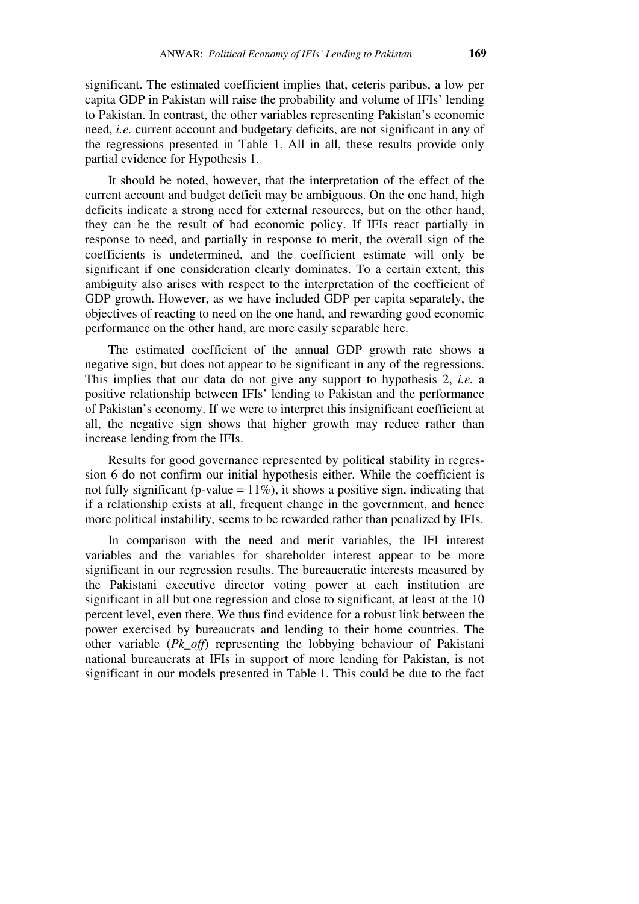significant. The estimated coefficient implies that, ceteris paribus, a low per capita GDP in Pakistan will raise the probability and volume of IFIs' lending to Pakistan. In contrast, the other variables representing Pakistan's economic need, *i.e.* current account and budgetary deficits, are not significant in any of the regressions presented in Table 1. All in all, these results provide only partial evidence for Hypothesis 1.

It should be noted, however, that the interpretation of the effect of the current account and budget deficit may be ambiguous. On the one hand, high deficits indicate a strong need for external resources, but on the other hand, they can be the result of bad economic policy. If IFIs react partially in response to need, and partially in response to merit, the overall sign of the coefficients is undetermined, and the coefficient estimate will only be significant if one consideration clearly dominates. To a certain extent, this ambiguity also arises with respect to the interpretation of the coefficient of GDP growth. However, as we have included GDP per capita separately, the objectives of reacting to need on the one hand, and rewarding good economic performance on the other hand, are more easily separable here.

The estimated coefficient of the annual GDP growth rate shows a negative sign, but does not appear to be significant in any of the regressions. This implies that our data do not give any support to hypothesis 2, *i.e.* a positive relationship between IFIs' lending to Pakistan and the performance of Pakistan's economy. If we were to interpret this insignificant coefficient at all, the negative sign shows that higher growth may reduce rather than increase lending from the IFIs.

Results for good governance represented by political stability in regression 6 do not confirm our initial hypothesis either. While the coefficient is not fully significant (p-value = 11%), it shows a positive sign, indicating that if a relationship exists at all, frequent change in the government, and hence more political instability, seems to be rewarded rather than penalized by IFIs.

In comparison with the need and merit variables, the IFI interest variables and the variables for shareholder interest appear to be more significant in our regression results. The bureaucratic interests measured by the Pakistani executive director voting power at each institution are significant in all but one regression and close to significant, at least at the 10 percent level, even there. We thus find evidence for a robust link between the power exercised by bureaucrats and lending to their home countries. The other variable (*Pk_off*) representing the lobbying behaviour of Pakistani national bureaucrats at IFIs in support of more lending for Pakistan, is not significant in our models presented in Table 1. This could be due to the fact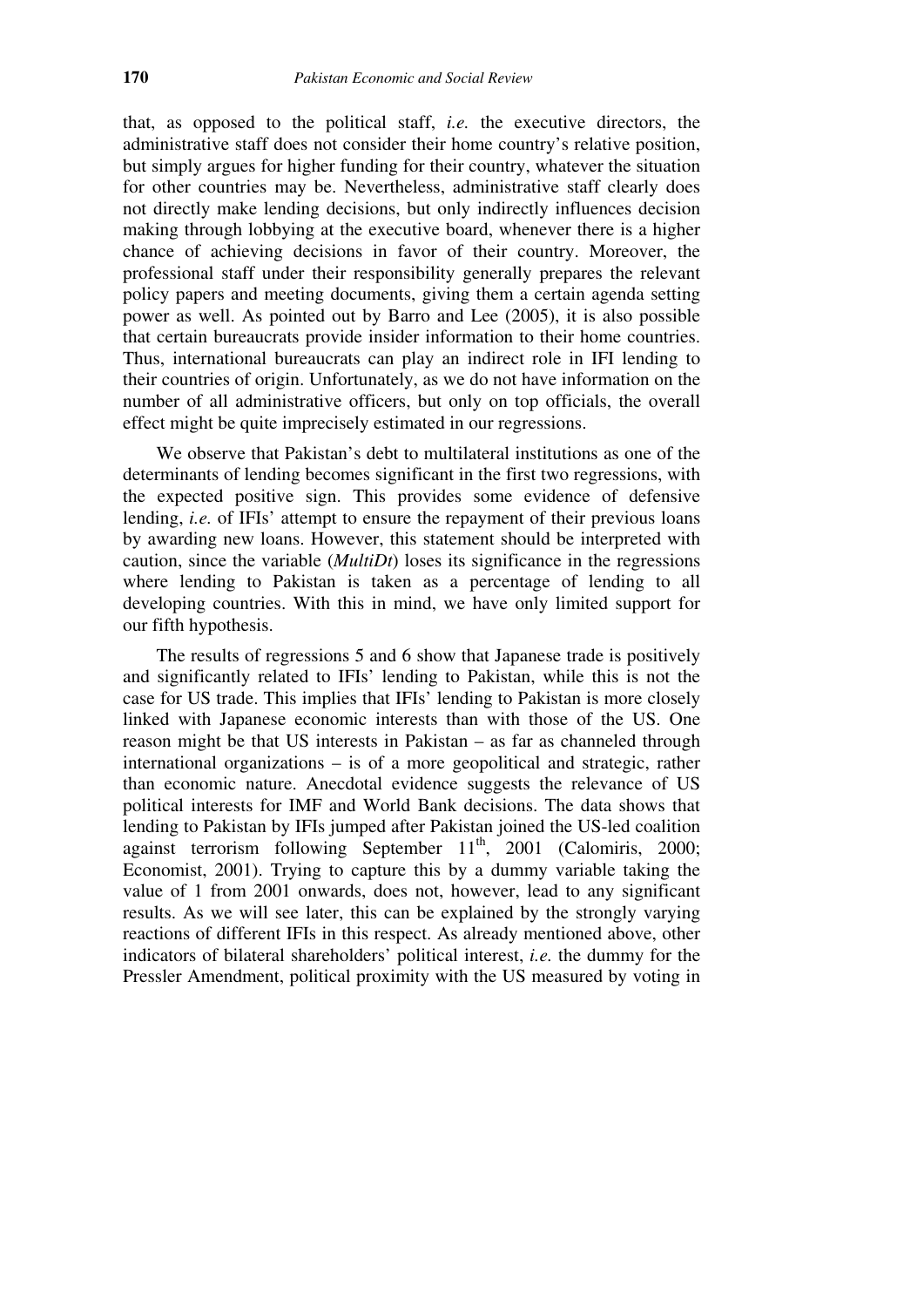that, as opposed to the political staff, *i.e.* the executive directors, the administrative staff does not consider their home country's relative position, but simply argues for higher funding for their country, whatever the situation for other countries may be. Nevertheless, administrative staff clearly does not directly make lending decisions, but only indirectly influences decision making through lobbying at the executive board, whenever there is a higher chance of achieving decisions in favor of their country. Moreover, the professional staff under their responsibility generally prepares the relevant policy papers and meeting documents, giving them a certain agenda setting power as well. As pointed out by Barro and Lee (2005), it is also possible that certain bureaucrats provide insider information to their home countries. Thus, international bureaucrats can play an indirect role in IFI lending to their countries of origin. Unfortunately, as we do not have information on the number of all administrative officers, but only on top officials, the overall effect might be quite imprecisely estimated in our regressions.

We observe that Pakistan's debt to multilateral institutions as one of the determinants of lending becomes significant in the first two regressions, with the expected positive sign. This provides some evidence of defensive lending, *i.e.* of IFIs' attempt to ensure the repayment of their previous loans by awarding new loans. However, this statement should be interpreted with caution, since the variable (*MultiDt*) loses its significance in the regressions where lending to Pakistan is taken as a percentage of lending to all developing countries. With this in mind, we have only limited support for our fifth hypothesis.

The results of regressions 5 and 6 show that Japanese trade is positively and significantly related to IFIs' lending to Pakistan, while this is not the case for US trade. This implies that IFIs' lending to Pakistan is more closely linked with Japanese economic interests than with those of the US. One reason might be that US interests in Pakistan – as far as channeled through international organizations – is of a more geopolitical and strategic, rather than economic nature. Anecdotal evidence suggests the relevance of US political interests for IMF and World Bank decisions. The data shows that lending to Pakistan by IFIs jumped after Pakistan joined the US-led coalition against terrorism following September 11th, 2001 (Calomiris, 2000; Economist, 2001). Trying to capture this by a dummy variable taking the value of 1 from 2001 onwards, does not, however, lead to any significant results. As we will see later, this can be explained by the strongly varying reactions of different IFIs in this respect. As already mentioned above, other indicators of bilateral shareholders' political interest, *i.e.* the dummy for the Pressler Amendment, political proximity with the US measured by voting in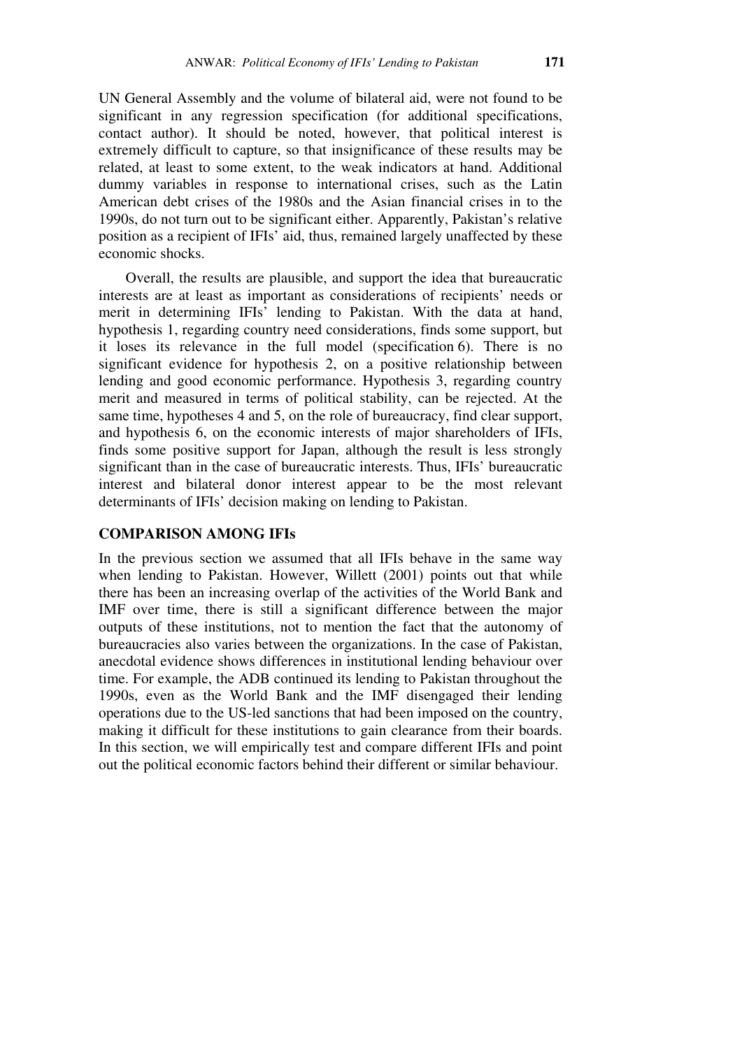UN General Assembly and the volume of bilateral aid, were not found to be significant in any regression specification (for additional specifications, contact author). It should be noted, however, that political interest is extremely difficult to capture, so that insignificance of these results may be related, at least to some extent, to the weak indicators at hand. Additional dummy variables in response to international crises, such as the Latin American debt crises of the 1980s and the Asian financial crises in to the 1990s, do not turn out to be significant either. Apparently, Pakistan's relative position as a recipient of IFIs' aid, thus, remained largely unaffected by these economic shocks.

Overall, the results are plausible, and support the idea that bureaucratic interests are at least as important as considerations of recipients' needs or merit in determining IFIs' lending to Pakistan. With the data at hand, hypothesis 1, regarding country need considerations, finds some support, but it loses its relevance in the full model (specification 6). There is no significant evidence for hypothesis 2, on a positive relationship between lending and good economic performance. Hypothesis 3, regarding country merit and measured in terms of political stability, can be rejected. At the same time, hypotheses 4 and 5, on the role of bureaucracy, find clear support, and hypothesis 6, on the economic interests of major shareholders of IFIs, finds some positive support for Japan, although the result is less strongly significant than in the case of bureaucratic interests. Thus, IFIs' bureaucratic interest and bilateral donor interest appear to be the most relevant determinants of IFIs' decision making on lending to Pakistan.

## COMPARISON AMONG IFIs

In the previous section we assumed that all IFIs behave in the same way when lending to Pakistan. However, Willett (2001) points out that while there has been an increasing overlap of the activities of the World Bank and IMF over time, there is still a significant difference between the major outputs of these institutions, not to mention the fact that the autonomy of bureaucracies also varies between the organizations. In the case of Pakistan, anecdotal evidence shows differences in institutional lending behaviour over time. For example, the ADB continued its lending to Pakistan throughout the 1990s, even as the World Bank and the IMF disengaged their lending operations due to the US-led sanctions that had been imposed on the country, making it difficult for these institutions to gain clearance from their boards. In this section, we will empirically test and compare different IFIs and point out the political economic factors behind their different or similar behaviour.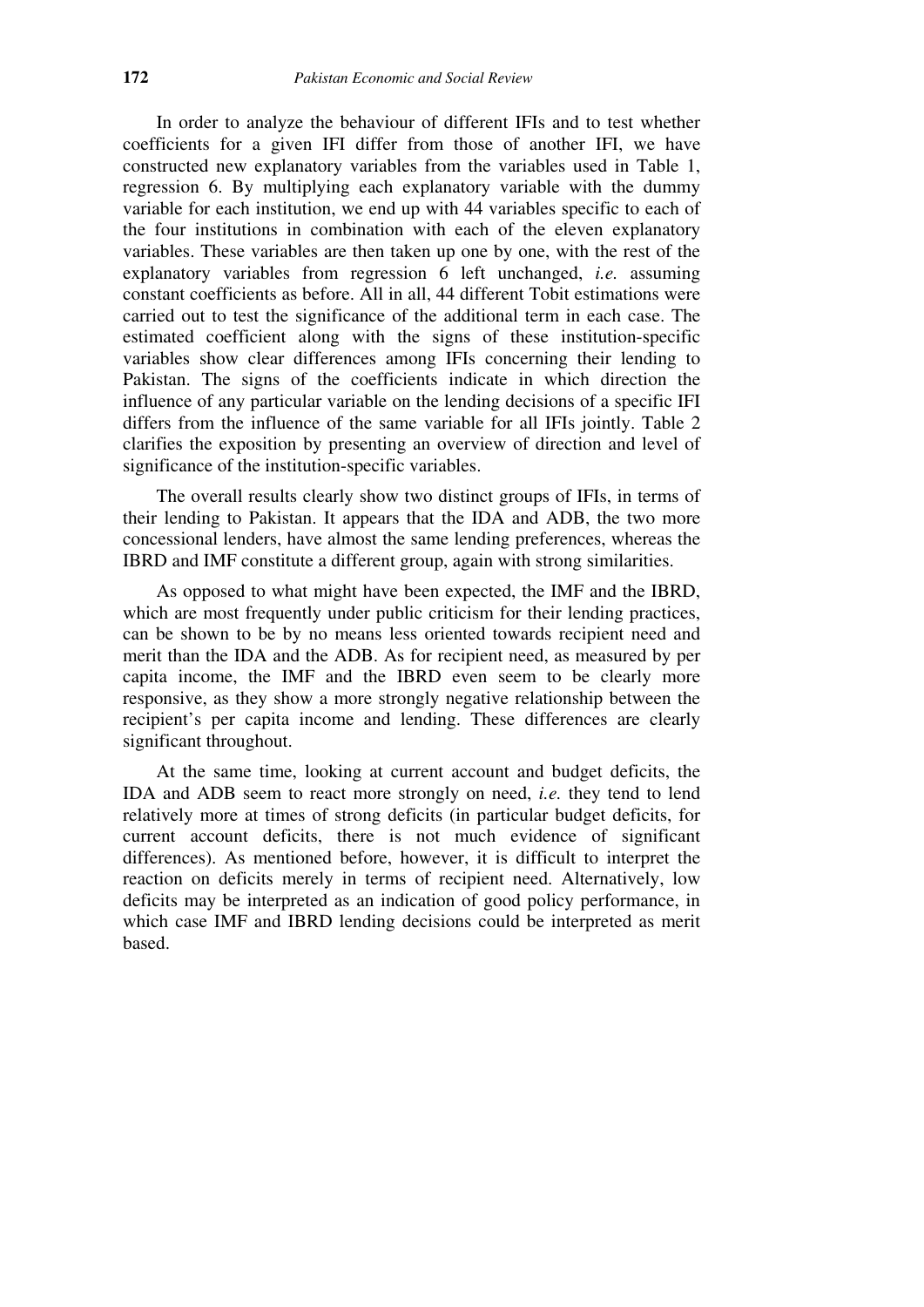In order to analyze the behaviour of different IFIs and to test whether coefficients for a given IFI differ from those of another IFI, we have constructed new explanatory variables from the variables used in Table 1, regression 6. By multiplying each explanatory variable with the dummy variable for each institution, we end up with 44 variables specific to each of the four institutions in combination with each of the eleven explanatory variables. These variables are then taken up one by one, with the rest of the explanatory variables from regression 6 left unchanged, *i.e.* assuming constant coefficients as before. All in all, 44 different Tobit estimations were carried out to test the significance of the additional term in each case. The estimated coefficient along with the signs of these institution-specific variables show clear differences among IFIs concerning their lending to Pakistan. The signs of the coefficients indicate in which direction the influence of any particular variable on the lending decisions of a specific IFI differs from the influence of the same variable for all IFIs jointly. Table 2 clarifies the exposition by presenting an overview of direction and level of significance of the institution-specific variables.

The overall results clearly show two distinct groups of IFIs, in terms of their lending to Pakistan. It appears that the IDA and ADB, the two more concessional lenders, have almost the same lending preferences, whereas the IBRD and IMF constitute a different group, again with strong similarities.

As opposed to what might have been expected, the IMF and the IBRD, which are most frequently under public criticism for their lending practices, can be shown to be by no means less oriented towards recipient need and merit than the IDA and the ADB. As for recipient need, as measured by per capita income, the IMF and the IBRD even seem to be clearly more responsive, as they show a more strongly negative relationship between the recipient's per capita income and lending. These differences are clearly significant throughout.

At the same time, looking at current account and budget deficits, the IDA and ADB seem to react more strongly on need, *i.e.* they tend to lend relatively more at times of strong deficits (in particular budget deficits, for current account deficits, there is not much evidence of significant differences). As mentioned before, however, it is difficult to interpret the reaction on deficits merely in terms of recipient need. Alternatively, low deficits may be interpreted as an indication of good policy performance, in which case IMF and IBRD lending decisions could be interpreted as merit based.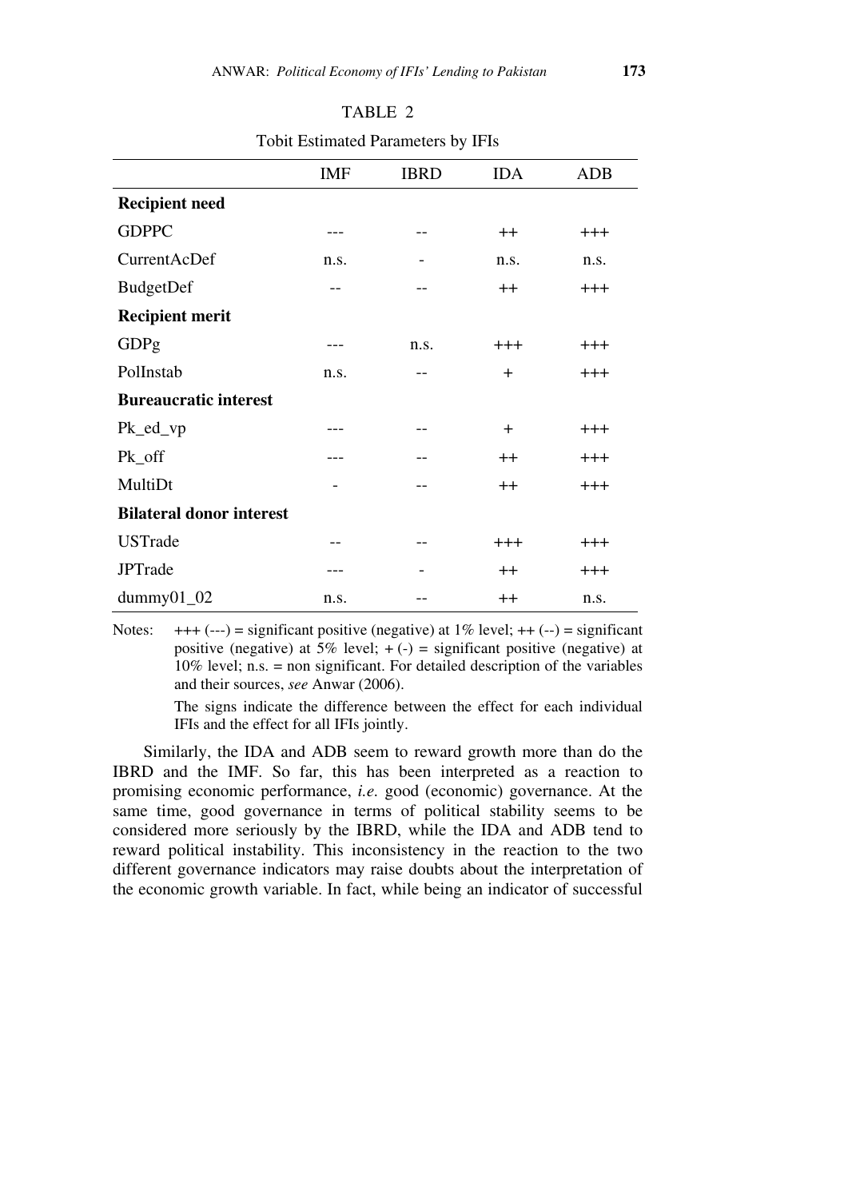TABLE 2

Tobit Estimated Parameters by IFIs

| | IMF | IBRD | IDA | ADB |
|---|---|---|---|---|
| **Recipient need** | | | | |
| GDPPC | --- | -- | ++ | +++ |
| CurrentAcDef | n.s. | - | n.s. | n.s. |
| BudgetDef | -- | -- | ++ | +++ |
| **Recipient merit** | | | | |
| GDPg | --- | n.s. | +++ | +++ |
| PolInstab | n.s. | -- | + | +++ |
| **Bureaucratic interest** | | | | |
| Pk_ed_vp | --- | -- | + | +++ |
| Pk_off | --- | -- | ++ | +++ |
| MultiDt | - | -- | ++ | +++ |
| **Bilateral donor interest** | | | | |
| USTrade | -- | -- | +++ | +++ |
| JPTrade | --- | - | ++ | +++ |
| dummy01_02 | n.s. | -- | ++ | n.s. |

Notes: +++ (---) = significant positive (negative) at 1% level; ++ (--) = significant positive (negative) at 5% level; + (-) = significant positive (negative) at 10% level; n.s. = non significant. For detailed description of the variables and their sources, *see* Anwar (2006).

The signs indicate the difference between the effect for each individual IFIs and the effect for all IFIs jointly.

Similarly, the IDA and ADB seem to reward growth more than do the IBRD and the IMF. So far, this has been interpreted as a reaction to promising economic performance, *i.e.* good (economic) governance. At the same time, good governance in terms of political stability seems to be considered more seriously by the IBRD, while the IDA and ADB tend to reward political instability. This inconsistency in the reaction to the two different governance indicators may raise doubts about the interpretation of the economic growth variable. In fact, while being an indicator of successful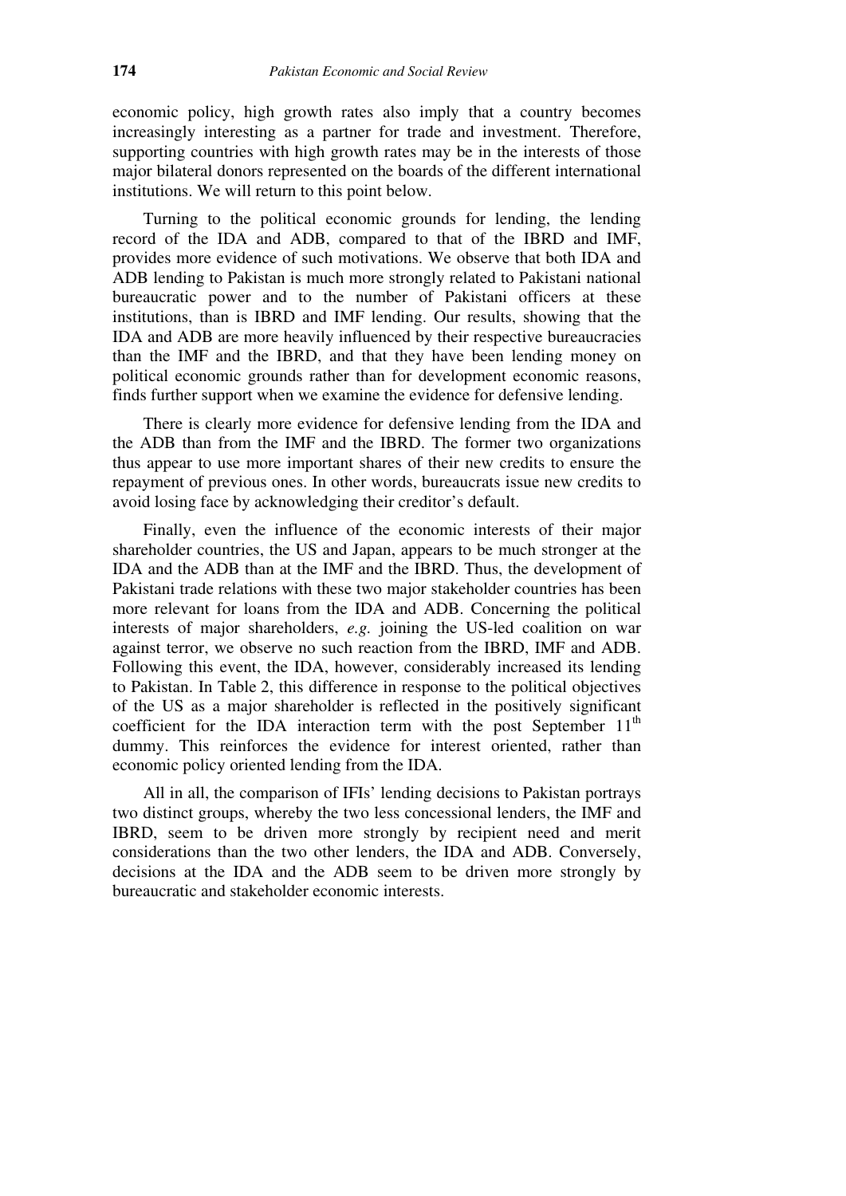economic policy, high growth rates also imply that a country becomes increasingly interesting as a partner for trade and investment. Therefore, supporting countries with high growth rates may be in the interests of those major bilateral donors represented on the boards of the different international institutions. We will return to this point below.

Turning to the political economic grounds for lending, the lending record of the IDA and ADB, compared to that of the IBRD and IMF, provides more evidence of such motivations. We observe that both IDA and ADB lending to Pakistan is much more strongly related to Pakistani national bureaucratic power and to the number of Pakistani officers at these institutions, than is IBRD and IMF lending. Our results, showing that the IDA and ADB are more heavily influenced by their respective bureaucracies than the IMF and the IBRD, and that they have been lending money on political economic grounds rather than for development economic reasons, finds further support when we examine the evidence for defensive lending.

There is clearly more evidence for defensive lending from the IDA and the ADB than from the IMF and the IBRD. The former two organizations thus appear to use more important shares of their new credits to ensure the repayment of previous ones. In other words, bureaucrats issue new credits to avoid losing face by acknowledging their creditor's default.

Finally, even the influence of the economic interests of their major shareholder countries, the US and Japan, appears to be much stronger at the IDA and the ADB than at the IMF and the IBRD. Thus, the development of Pakistani trade relations with these two major stakeholder countries has been more relevant for loans from the IDA and ADB. Concerning the political interests of major shareholders, *e.g.* joining the US-led coalition on war against terror, we observe no such reaction from the IBRD, IMF and ADB. Following this event, the IDA, however, considerably increased its lending to Pakistan. In Table 2, this difference in response to the political objectives of the US as a major shareholder is reflected in the positively significant coefficient for the IDA interaction term with the post September 11th dummy. This reinforces the evidence for interest oriented, rather than economic policy oriented lending from the IDA.

All in all, the comparison of IFIs' lending decisions to Pakistan portrays two distinct groups, whereby the two less concessional lenders, the IMF and IBRD, seem to be driven more strongly by recipient need and merit considerations than the two other lenders, the IDA and ADB. Conversely, decisions at the IDA and the ADB seem to be driven more strongly by bureaucratic and stakeholder economic interests.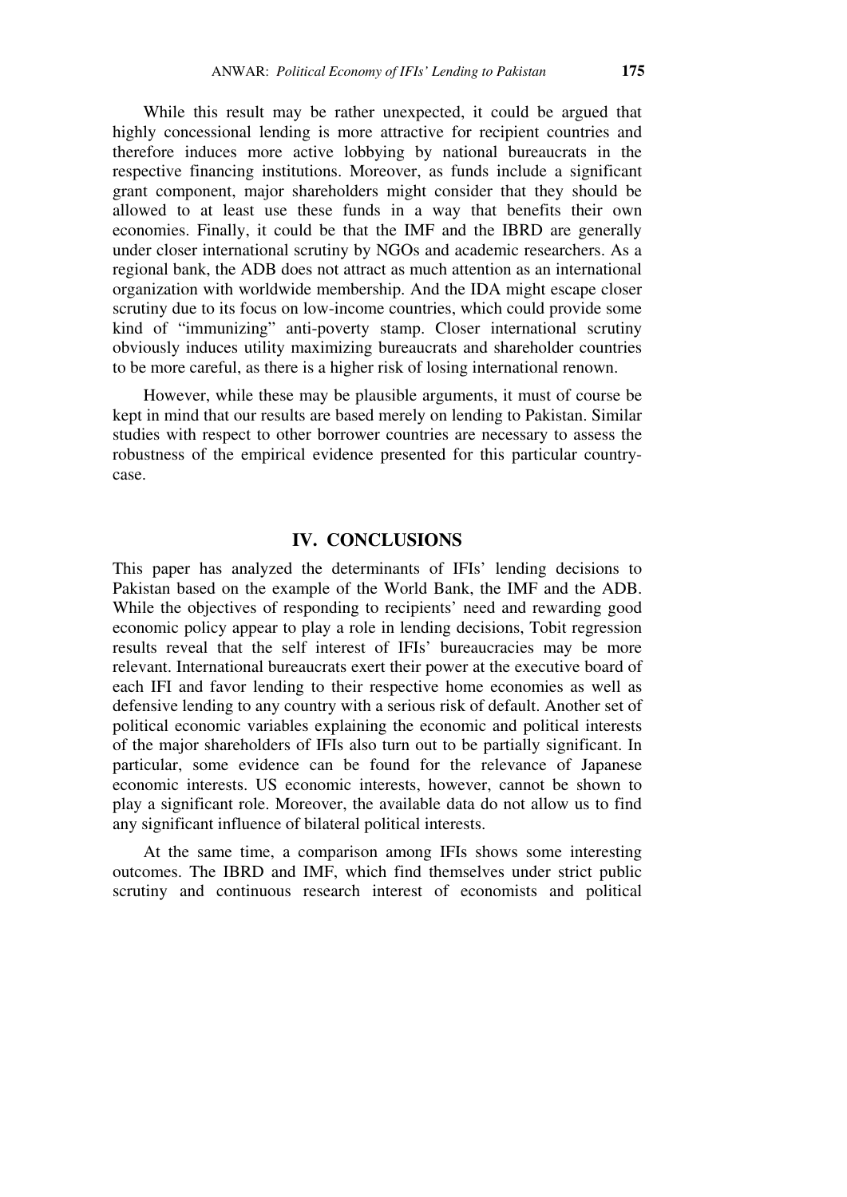While this result may be rather unexpected, it could be argued that highly concessional lending is more attractive for recipient countries and therefore induces more active lobbying by national bureaucrats in the respective financing institutions. Moreover, as funds include a significant grant component, major shareholders might consider that they should be allowed to at least use these funds in a way that benefits their own economies. Finally, it could be that the IMF and the IBRD are generally under closer international scrutiny by NGOs and academic researchers. As a regional bank, the ADB does not attract as much attention as an international organization with worldwide membership. And the IDA might escape closer scrutiny due to its focus on low-income countries, which could provide some kind of "immunizing" anti-poverty stamp. Closer international scrutiny obviously induces utility maximizing bureaucrats and shareholder countries to be more careful, as there is a higher risk of losing international renown.

However, while these may be plausible arguments, it must of course be kept in mind that our results are based merely on lending to Pakistan. Similar studies with respect to other borrower countries are necessary to assess the robustness of the empirical evidence presented for this particular country-case.

## IV. CONCLUSIONS

This paper has analyzed the determinants of IFIs' lending decisions to Pakistan based on the example of the World Bank, the IMF and the ADB. While the objectives of responding to recipients' need and rewarding good economic policy appear to play a role in lending decisions, Tobit regression results reveal that the self interest of IFIs' bureaucracies may be more relevant. International bureaucrats exert their power at the executive board of each IFI and favor lending to their respective home economies as well as defensive lending to any country with a serious risk of default. Another set of political economic variables explaining the economic and political interests of the major shareholders of IFIs also turn out to be partially significant. In particular, some evidence can be found for the relevance of Japanese economic interests. US economic interests, however, cannot be shown to play a significant role. Moreover, the available data do not allow us to find any significant influence of bilateral political interests.

At the same time, a comparison among IFIs shows some interesting outcomes. The IBRD and IMF, which find themselves under strict public scrutiny and continuous research interest of economists and political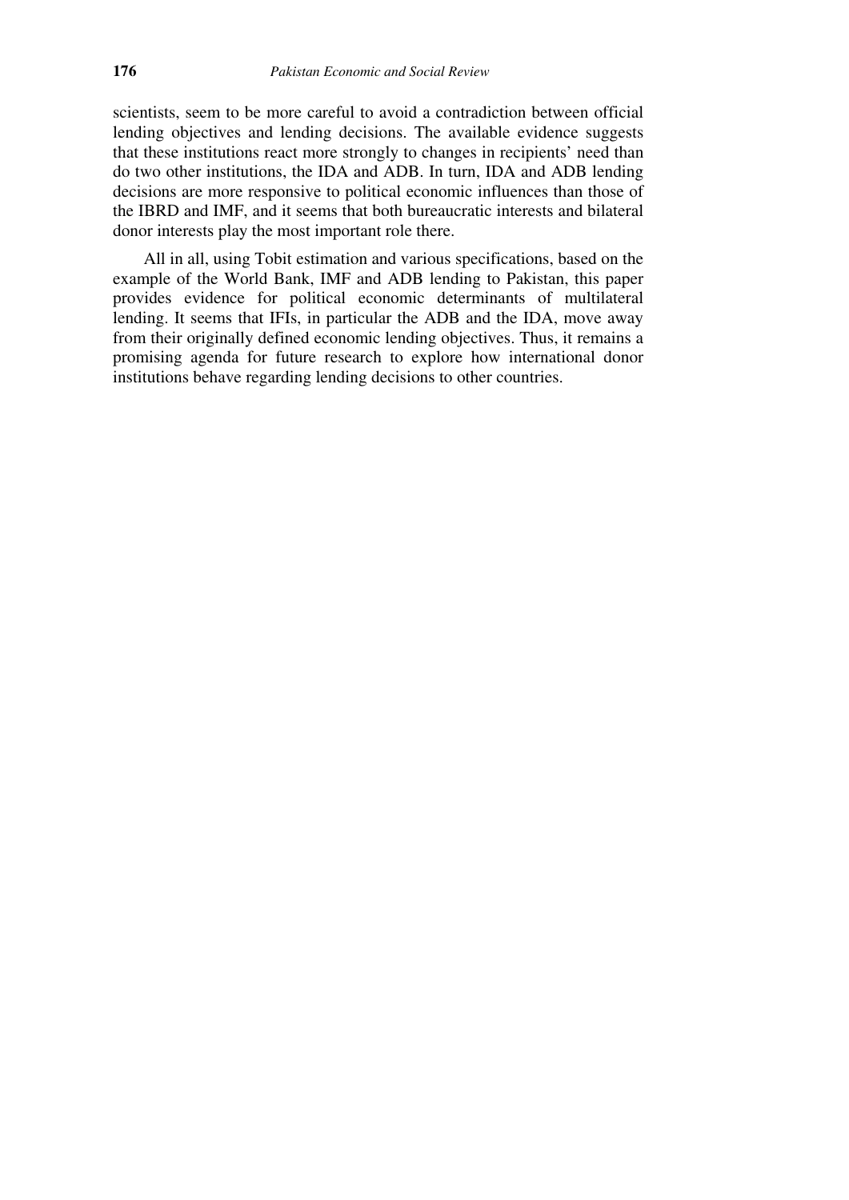scientists, seem to be more careful to avoid a contradiction between official lending objectives and lending decisions. The available evidence suggests that these institutions react more strongly to changes in recipients' need than do two other institutions, the IDA and ADB. In turn, IDA and ADB lending decisions are more responsive to political economic influences than those of the IBRD and IMF, and it seems that both bureaucratic interests and bilateral donor interests play the most important role there.

All in all, using Tobit estimation and various specifications, based on the example of the World Bank, IMF and ADB lending to Pakistan, this paper provides evidence for political economic determinants of multilateral lending. It seems that IFIs, in particular the ADB and the IDA, move away from their originally defined economic lending objectives. Thus, it remains a promising agenda for future research to explore how international donor institutions behave regarding lending decisions to other countries.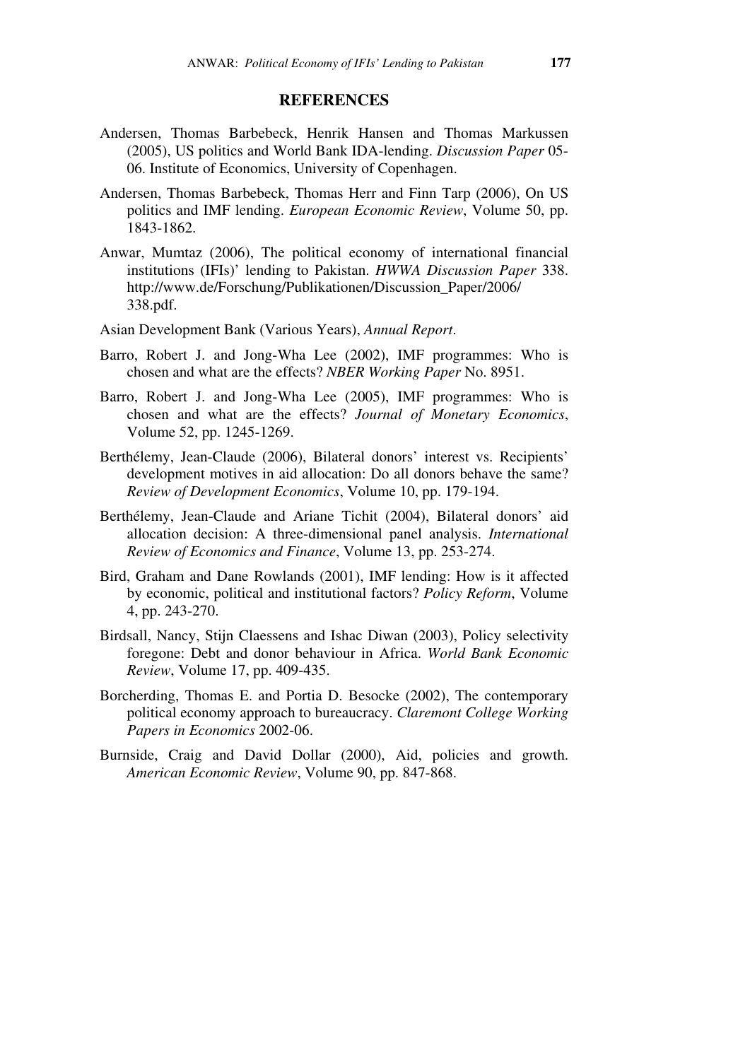## REFERENCES

Andersen, Thomas Barbebeck, Henrik Hansen and Thomas Markussen (2005), US politics and World Bank IDA-lending. *Discussion Paper* 05-06. Institute of Economics, University of Copenhagen.

Andersen, Thomas Barbebeck, Thomas Herr and Finn Tarp (2006), On US politics and IMF lending. *European Economic Review*, Volume 50, pp. 1843-1862.

Anwar, Mumtaz (2006), The political economy of international financial institutions (IFIs)' lending to Pakistan. *HWWA Discussion Paper* 338. http://www.de/Forschung/Publikationen/Discussion_Paper/2006/338.pdf.

Asian Development Bank (Various Years), *Annual Report*.

Barro, Robert J. and Jong-Wha Lee (2002), IMF programmes: Who is chosen and what are the effects? *NBER Working Paper* No. 8951.

Barro, Robert J. and Jong-Wha Lee (2005), IMF programmes: Who is chosen and what are the effects? *Journal of Monetary Economics*, Volume 52, pp. 1245-1269.

Berthélemy, Jean-Claude (2006), Bilateral donors' interest vs. Recipients' development motives in aid allocation: Do all donors behave the same? *Review of Development Economics*, Volume 10, pp. 179-194.

Berthélemy, Jean-Claude and Ariane Tichit (2004), Bilateral donors' aid allocation decision: A three-dimensional panel analysis. *International Review of Economics and Finance*, Volume 13, pp. 253-274.

Bird, Graham and Dane Rowlands (2001), IMF lending: How is it affected by economic, political and institutional factors? *Policy Reform*, Volume 4, pp. 243-270.

Birdsall, Nancy, Stijn Claessens and Ishac Diwan (2003), Policy selectivity foregone: Debt and donor behaviour in Africa. *World Bank Economic Review*, Volume 17, pp. 409-435.

Borcherding, Thomas E. and Portia D. Besocke (2002), The contemporary political economy approach to bureaucracy. *Claremont College Working Papers in Economics* 2002-06.

Burnside, Craig and David Dollar (2000), Aid, policies and growth. *American Economic Review*, Volume 90, pp. 847-868.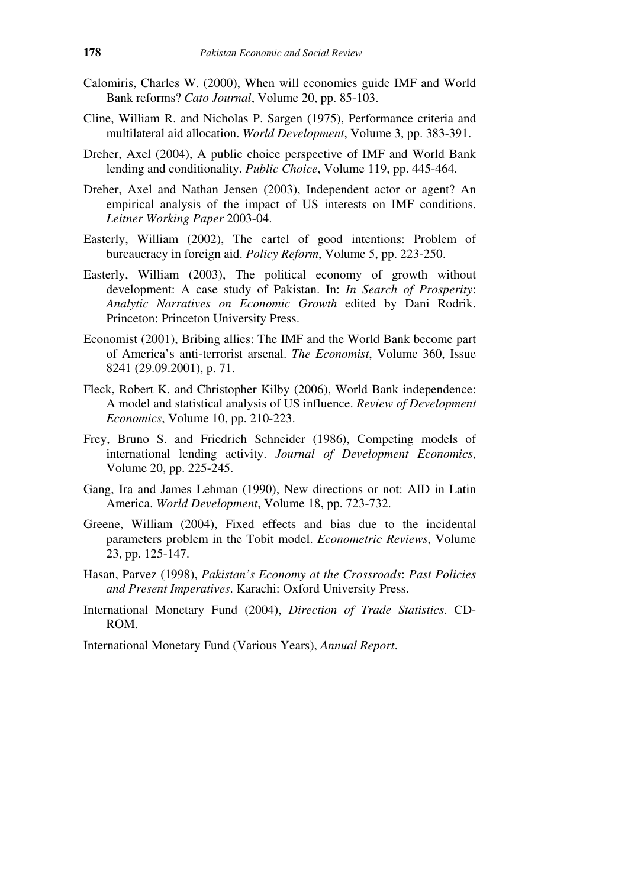Calomiris, Charles W. (2000), When will economics guide IMF and World Bank reforms? *Cato Journal*, Volume 20, pp. 85-103.

Cline, William R. and Nicholas P. Sargen (1975), Performance criteria and multilateral aid allocation. *World Development*, Volume 3, pp. 383-391.

Dreher, Axel (2004), A public choice perspective of IMF and World Bank lending and conditionality. *Public Choice*, Volume 119, pp. 445-464.

Dreher, Axel and Nathan Jensen (2003), Independent actor or agent? An empirical analysis of the impact of US interests on IMF conditions. *Leitner Working Paper* 2003-04.

Easterly, William (2002), The cartel of good intentions: Problem of bureaucracy in foreign aid. *Policy Reform*, Volume 5, pp. 223-250.

Easterly, William (2003), The political economy of growth without development: A case study of Pakistan. In: *In Search of Prosperity*: *Analytic Narratives on Economic Growth* edited by Dani Rodrik. Princeton: Princeton University Press.

Economist (2001), Bribing allies: The IMF and the World Bank become part of America's anti-terrorist arsenal. *The Economist*, Volume 360, Issue 8241 (29.09.2001), p. 71.

Fleck, Robert K. and Christopher Kilby (2006), World Bank independence: A model and statistical analysis of US influence. *Review of Development Economics*, Volume 10, pp. 210-223.

Frey, Bruno S. and Friedrich Schneider (1986), Competing models of international lending activity. *Journal of Development Economics*, Volume 20, pp. 225-245.

Gang, Ira and James Lehman (1990), New directions or not: AID in Latin America. *World Development*, Volume 18, pp. 723-732.

Greene, William (2004), Fixed effects and bias due to the incidental parameters problem in the Tobit model. *Econometric Reviews*, Volume 23, pp. 125-147.

Hasan, Parvez (1998), *Pakistan's Economy at the Crossroads*: *Past Policies and Present Imperatives*. Karachi: Oxford University Press.

International Monetary Fund (2004), *Direction of Trade Statistics*. CD-ROM.

International Monetary Fund (Various Years), *Annual Report*.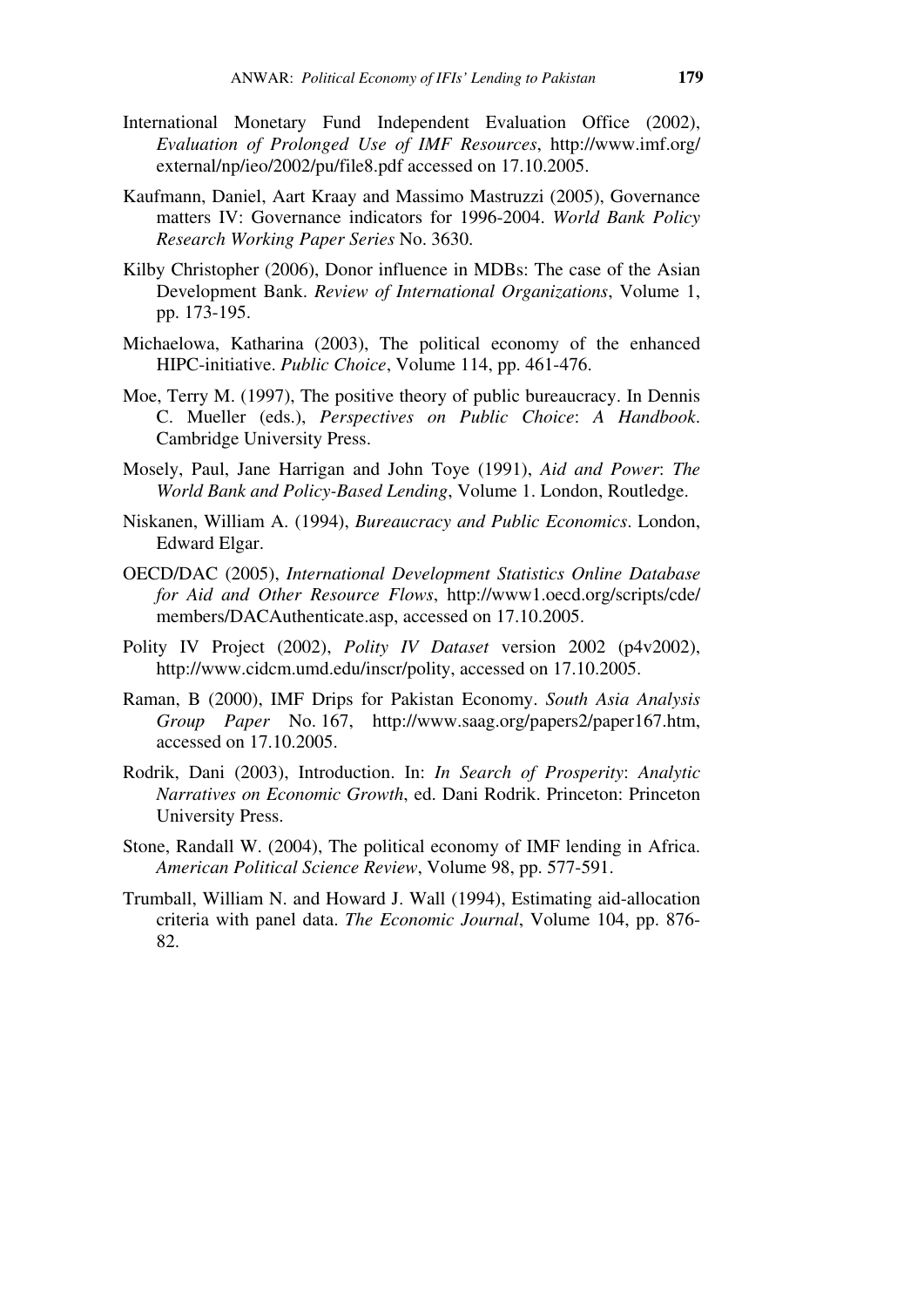International Monetary Fund Independent Evaluation Office (2002), *Evaluation of Prolonged Use of IMF Resources*, http://www.imf.org/external/np/ieo/2002/pu/file8.pdf accessed on 17.10.2005.

Kaufmann, Daniel, Aart Kraay and Massimo Mastruzzi (2005), Governance matters IV: Governance indicators for 1996-2004. *World Bank Policy Research Working Paper Series* No. 3630.

Kilby Christopher (2006), Donor influence in MDBs: The case of the Asian Development Bank. *Review of International Organizations*, Volume 1, pp. 173-195.

Michaelowa, Katharina (2003), The political economy of the enhanced HIPC-initiative. *Public Choice*, Volume 114, pp. 461-476.

Moe, Terry M. (1997), The positive theory of public bureaucracy. In Dennis C. Mueller (eds.), *Perspectives on Public Choice*: *A Handbook*. Cambridge University Press.

Mosely, Paul, Jane Harrigan and John Toye (1991), *Aid and Power*: *The World Bank and Policy-Based Lending*, Volume 1. London, Routledge.

Niskanen, William A. (1994), *Bureaucracy and Public Economics*. London, Edward Elgar.

OECD/DAC (2005), *International Development Statistics Online Database for Aid and Other Resource Flows*, http://www1.oecd.org/scripts/cde/members/DACAuthenticate.asp, accessed on 17.10.2005.

Polity IV Project (2002), *Polity IV Dataset* version 2002 (p4v2002), http://www.cidcm.umd.edu/inscr/polity, accessed on 17.10.2005.

Raman, B (2000), IMF Drips for Pakistan Economy. *South Asia Analysis Group Paper* No. 167, http://www.saag.org/papers2/paper167.htm, accessed on 17.10.2005.

Rodrik, Dani (2003), Introduction. In: *In Search of Prosperity*: *Analytic Narratives on Economic Growth*, ed. Dani Rodrik. Princeton: Princeton University Press.

Stone, Randall W. (2004), The political economy of IMF lending in Africa. *American Political Science Review*, Volume 98, pp. 577-591.

Trumball, William N. and Howard J. Wall (1994), Estimating aid-allocation criteria with panel data. *The Economic Journal*, Volume 104, pp. 876-82.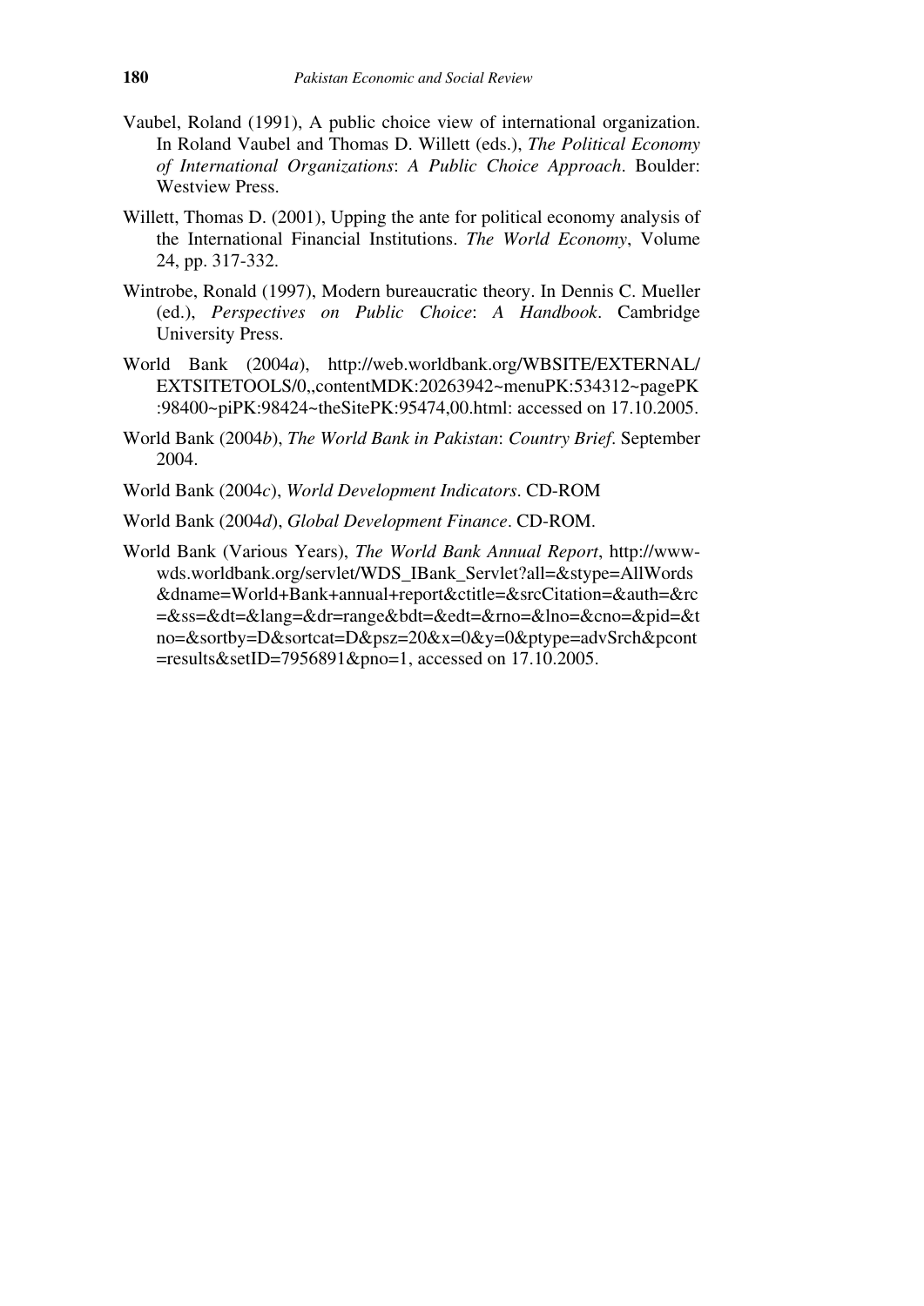Vaubel, Roland (1991), A public choice view of international organization. In Roland Vaubel and Thomas D. Willett (eds.), *The Political Economy of International Organizations*: *A Public Choice Approach*. Boulder: Westview Press.

Willett, Thomas D. (2001), Upping the ante for political economy analysis of the International Financial Institutions. *The World Economy*, Volume 24, pp. 317-332.

Wintrobe, Ronald (1997), Modern bureaucratic theory. In Dennis C. Mueller (ed.), *Perspectives on Public Choice*: *A Handbook*. Cambridge University Press.

World Bank (2004*a*), http://web.worldbank.org/WBSITE/EXTERNAL/EXTSITETOOLS/0,,contentMDK:20263942~menuPK:534312~pagePK:98400~piPK:98424~theSitePK:95474,00.html: accessed on 17.10.2005.

World Bank (2004*b*), *The World Bank in Pakistan*: *Country Brief*. September 2004.

World Bank (2004*c*), *World Development Indicators*. CD-ROM

World Bank (2004*d*), *Global Development Finance*. CD-ROM.

World Bank (Various Years), *The World Bank Annual Report*, http://www-wds.worldbank.org/servlet/WDS_IBank_Servlet?all=&stype=AllWords&dname=World+Bank+annual+report&ctitle=&srcCitation=&auth=&rc=&ss=&dt=&lang=&dr=range&bdt=&edt=&rno=&lno=&cno=&pid=&tno=&sortby=D&sortcat=D&psz=20&x=0&y=0&ptype=advSrch&pcont=results&setID=7956891&pno=1, accessed on 17.10.2005.